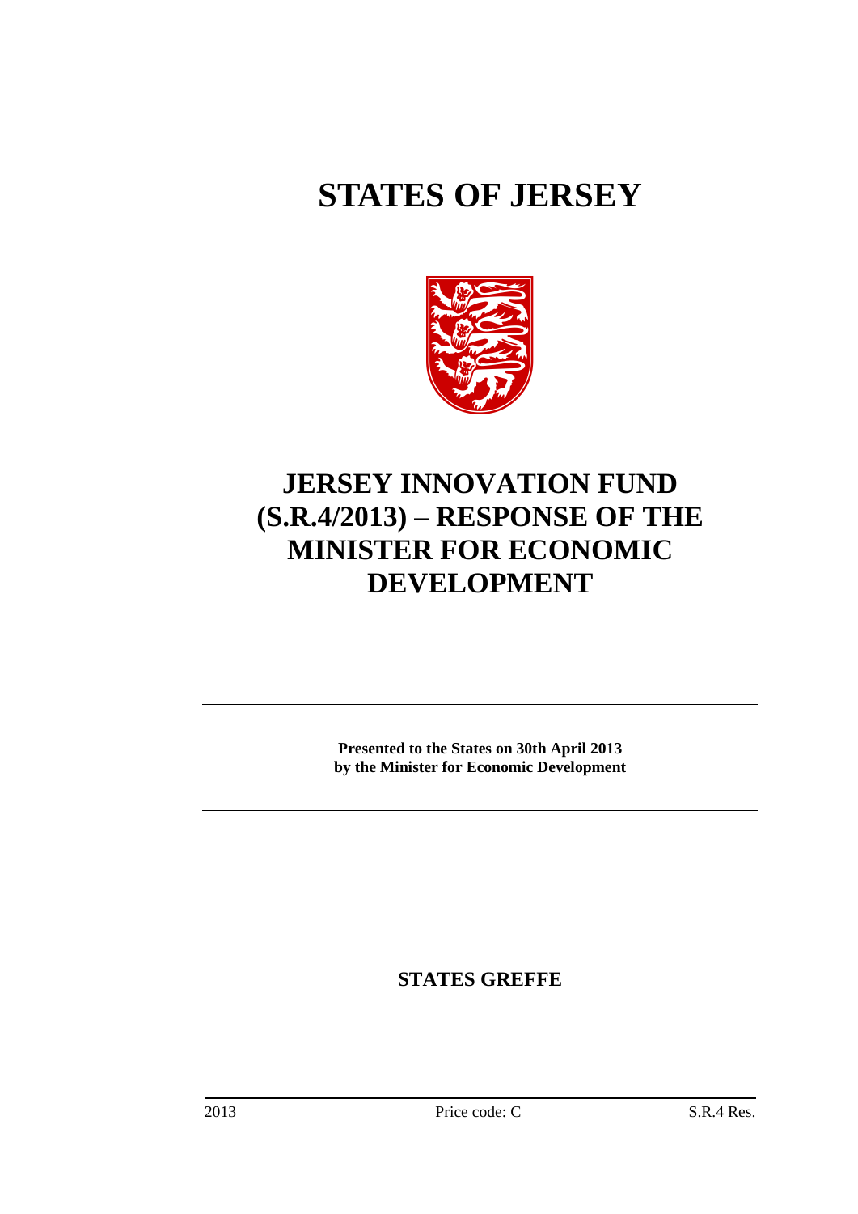# STATES OF JERSEY

# JERSEY INNOVATION FUND (S.R.4/2013) – RESPONSE OF THE MINISTER FOR ECONOMIC DEVELOPMENT

**Presented to the States on 30th April 2013 by the Minister for Economic Development**

**STATES GREFFE**

2013 Price code: C S.R.4 Res.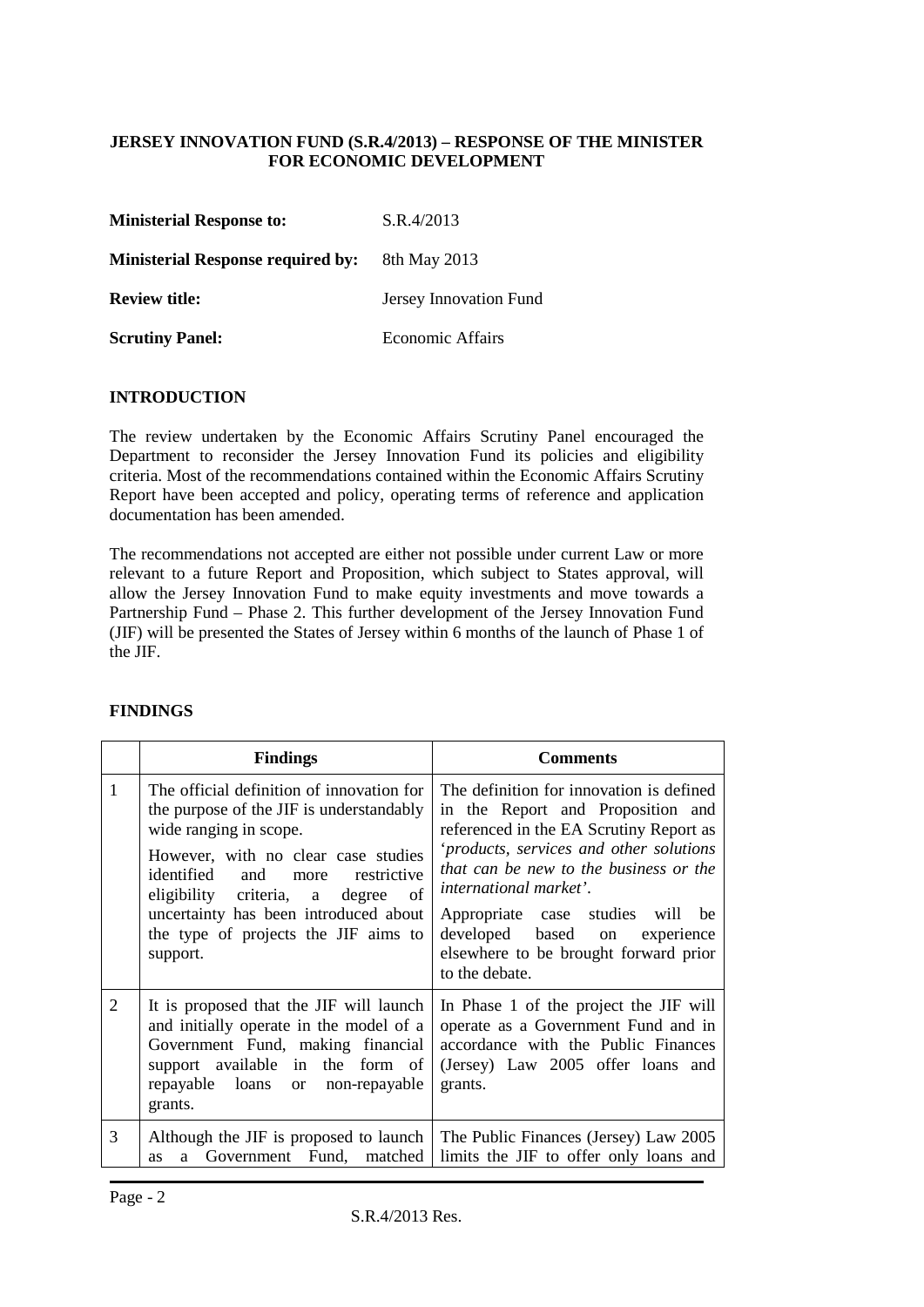**JERSEY INNOVATION FUND (S.R.4/2013) – RESPONSE OF THE MINISTER FOR ECONOMIC DEVELOPMENT**

| | |
|---|---|
| **Ministerial Response to:** | S.R.4/2013 |
| **Ministerial Response required by:** | 8th May 2013 |
| **Review title:** | Jersey Innovation Fund |
| **Scrutiny Panel:** | Economic Affairs |

## INTRODUCTION

The review undertaken by the Economic Affairs Scrutiny Panel encouraged the Department to reconsider the Jersey Innovation Fund its policies and eligibility criteria. Most of the recommendations contained within the Economic Affairs Scrutiny Report have been accepted and policy, operating terms of reference and application documentation has been amended.

The recommendations not accepted are either not possible under current Law or more relevant to a future Report and Proposition, which subject to States approval, will allow the Jersey Innovation Fund to make equity investments and move towards a Partnership Fund – Phase 2. This further development of the Jersey Innovation Fund (JIF) will be presented the States of Jersey within 6 months of the launch of Phase 1 of the JIF.

## FINDINGS

| | **Findings** | **Comments** |
|---|---|---|
| 1 | The official definition of innovation for the purpose of the JIF is understandably wide ranging in scope.<br><br>However, with no clear case studies identified and more restrictive eligibility criteria, a degree of uncertainty has been introduced about the type of projects the JIF aims to support. | The definition for innovation is defined in the Report and Proposition and referenced in the EA Scrutiny Report as '*products, services and other solutions that can be new to the business or the international market*'.<br><br>Appropriate case studies will be developed based on experience elsewhere to be brought forward prior to the debate. |
| 2 | It is proposed that the JIF will launch and initially operate in the model of a Government Fund, making financial support available in the form of repayable loans or non-repayable grants. | In Phase 1 of the project the JIF will operate as a Government Fund and in accordance with the Public Finances (Jersey) Law 2005 offer loans and grants. |
| 3 | Although the JIF is proposed to launch as a Government Fund, matched | The Public Finances (Jersey) Law 2005 limits the JIF to offer only loans and |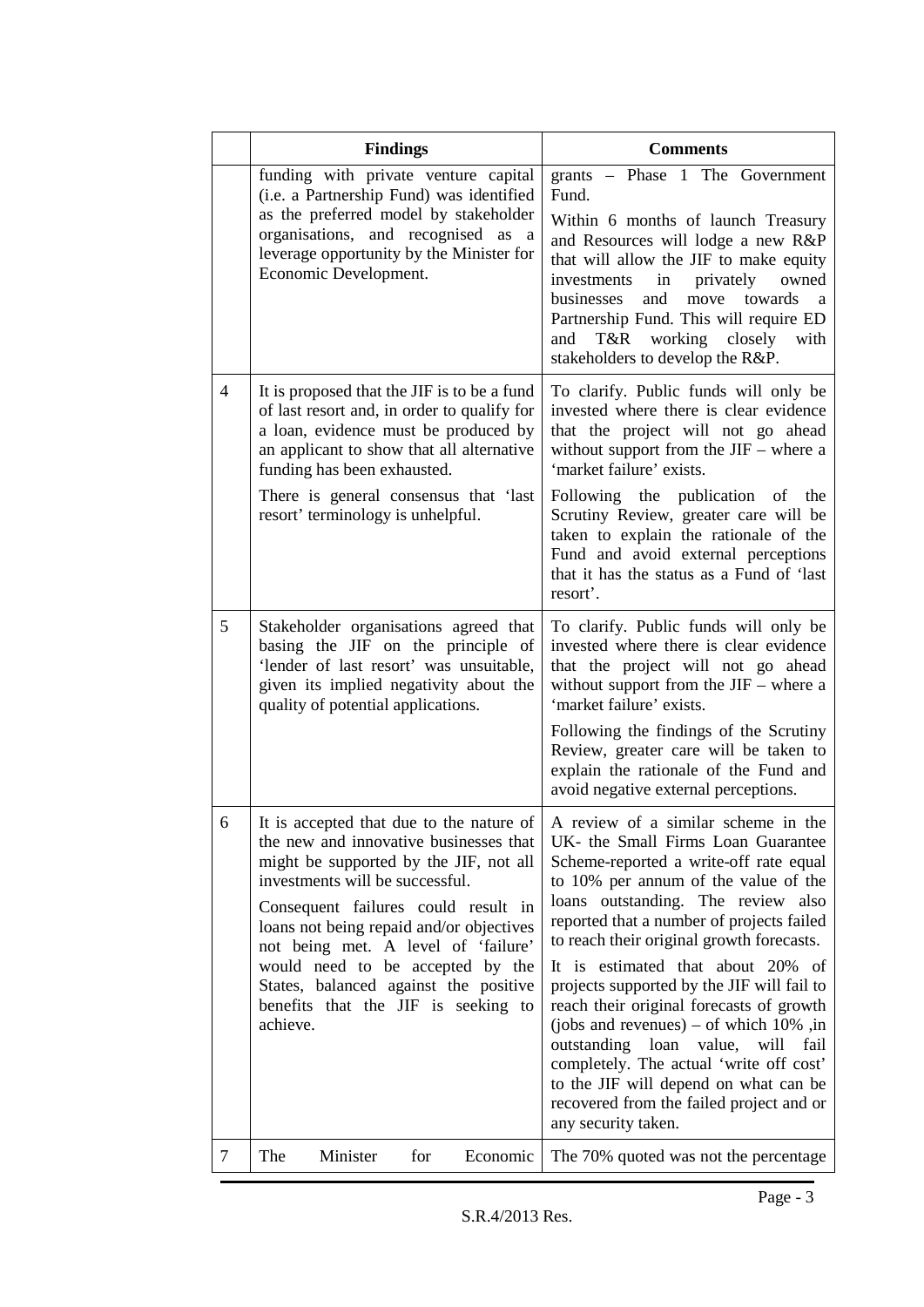| | Findings | Comments |
|---|---|---|
| | funding with private venture capital (i.e. a Partnership Fund) was identified as the preferred model by stakeholder organisations, and recognised as a leverage opportunity by the Minister for Economic Development. | grants – Phase 1 The Government Fund.<br><br>Within 6 months of launch Treasury and Resources will lodge a new R&P that will allow the JIF to make equity investments in privately owned businesses and move towards a Partnership Fund. This will require ED and T&R working closely with stakeholders to develop the R&P. |
| 4 | It is proposed that the JIF is to be a fund of last resort and, in order to qualify for a loan, evidence must be produced by an applicant to show that all alternative funding has been exhausted.<br><br>There is general consensus that 'last resort' terminology is unhelpful. | To clarify. Public funds will only be invested where there is clear evidence that the project will not go ahead without support from the JIF – where a 'market failure' exists.<br><br>Following the publication of the Scrutiny Review, greater care will be taken to explain the rationale of the Fund and avoid external perceptions that it has the status as a Fund of 'last resort'. |
| 5 | Stakeholder organisations agreed that basing the JIF on the principle of 'lender of last resort' was unsuitable, given its implied negativity about the quality of potential applications. | To clarify. Public funds will only be invested where there is clear evidence that the project will not go ahead without support from the JIF – where a 'market failure' exists.<br><br>Following the findings of the Scrutiny Review, greater care will be taken to explain the rationale of the Fund and avoid negative external perceptions. |
| 6 | It is accepted that due to the nature of the new and innovative businesses that might be supported by the JIF, not all investments will be successful.<br><br>Consequent failures could result in loans not being repaid and/or objectives not being met. A level of 'failure' would need to be accepted by the States, balanced against the positive benefits that the JIF is seeking to achieve. | A review of a similar scheme in the UK- the Small Firms Loan Guarantee Scheme-reported a write-off rate equal to 10% per annum of the value of the loans outstanding. The review also reported that a number of projects failed to reach their original growth forecasts.<br><br>It is estimated that about 20% of projects supported by the JIF will fail to reach their original forecasts of growth (jobs and revenues) – of which 10% ,in outstanding loan value, will fail completely. The actual 'write off cost' to the JIF will depend on what can be recovered from the failed project and or any security taken. |
| 7 | The Minister for Economic | The 70% quoted was not the percentage |

S.R.4/2013 Res.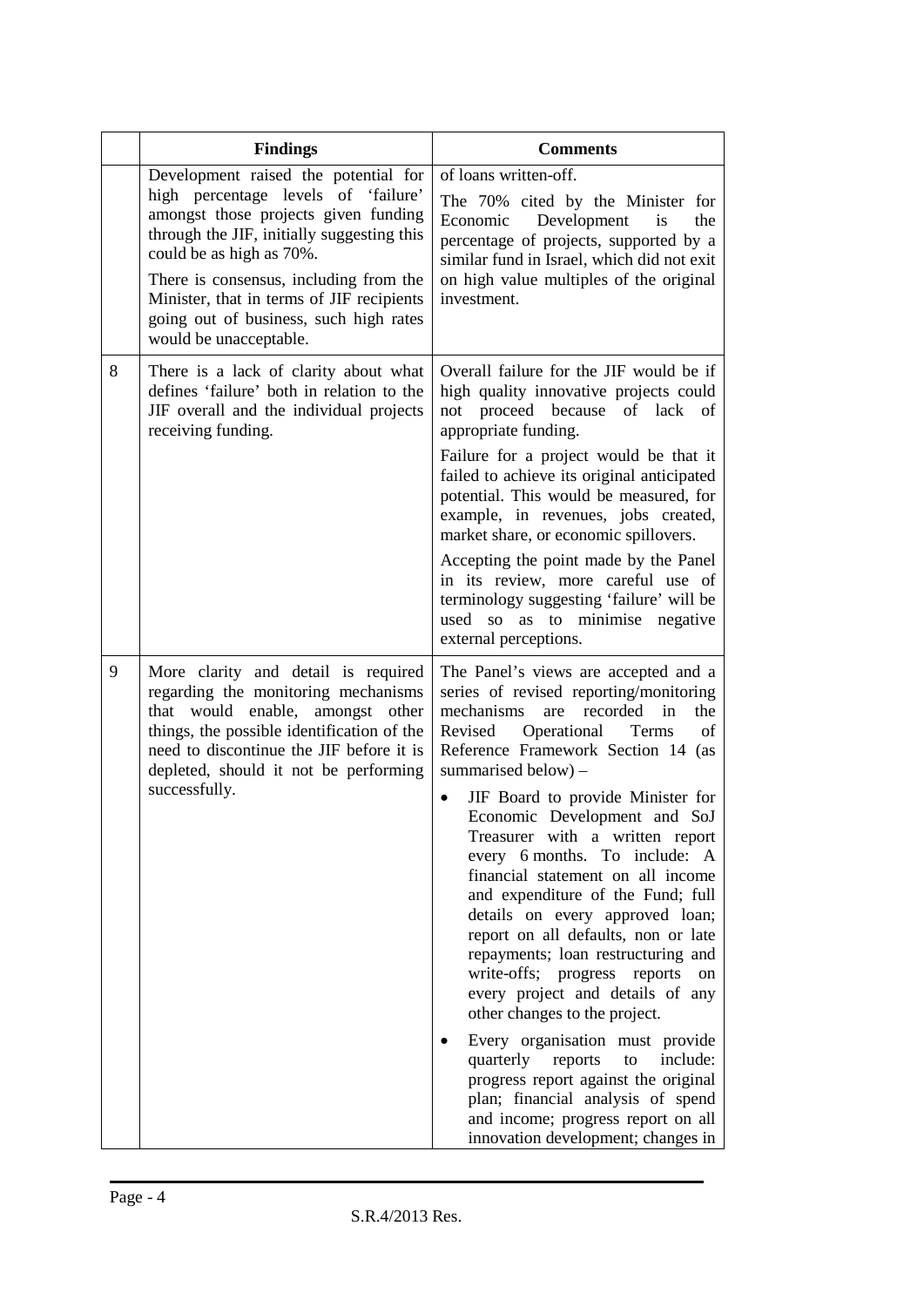| | Findings | Comments |
|---|---|---|
| | Development raised the potential for high percentage levels of 'failure' amongst those projects given funding through the JIF, initially suggesting this could be as high as 70%.<br><br>There is consensus, including from the Minister, that in terms of JIF recipients going out of business, such high rates would be unacceptable. | of loans written-off.<br><br>The 70% cited by the Minister for Economic Development is the percentage of projects, supported by a similar fund in Israel, which did not exit on high value multiples of the original investment. |
| 8 | There is a lack of clarity about what defines 'failure' both in relation to the JIF overall and the individual projects receiving funding. | Overall failure for the JIF would be if high quality innovative projects could not proceed because of lack of appropriate funding.<br><br>Failure for a project would be that it failed to achieve its original anticipated potential. This would be measured, for example, in revenues, jobs created, market share, or economic spillovers.<br><br>Accepting the point made by the Panel in its review, more careful use of terminology suggesting 'failure' will be used so as to minimise negative external perceptions. |
| 9 | More clarity and detail is required regarding the monitoring mechanisms that would enable, amongst other things, the possible identification of the need to discontinue the JIF before it is depleted, should it not be performing successfully. | The Panel's views are accepted and a series of revised reporting/monitoring mechanisms are recorded in the Revised Operational Terms of Reference Framework Section 14 (as summarised below) –<br><br>• JIF Board to provide Minister for Economic Development and SoJ Treasurer with a written report every 6 months. To include: A financial statement on all income and expenditure of the Fund; full details on every approved loan; report on all defaults, non or late repayments; loan restructuring and write-offs; progress reports on every project and details of any other changes to the project.<br><br>• Every organisation must provide quarterly reports to include: progress report against the original plan; financial analysis of spend and income; progress report on all innovation development; changes in |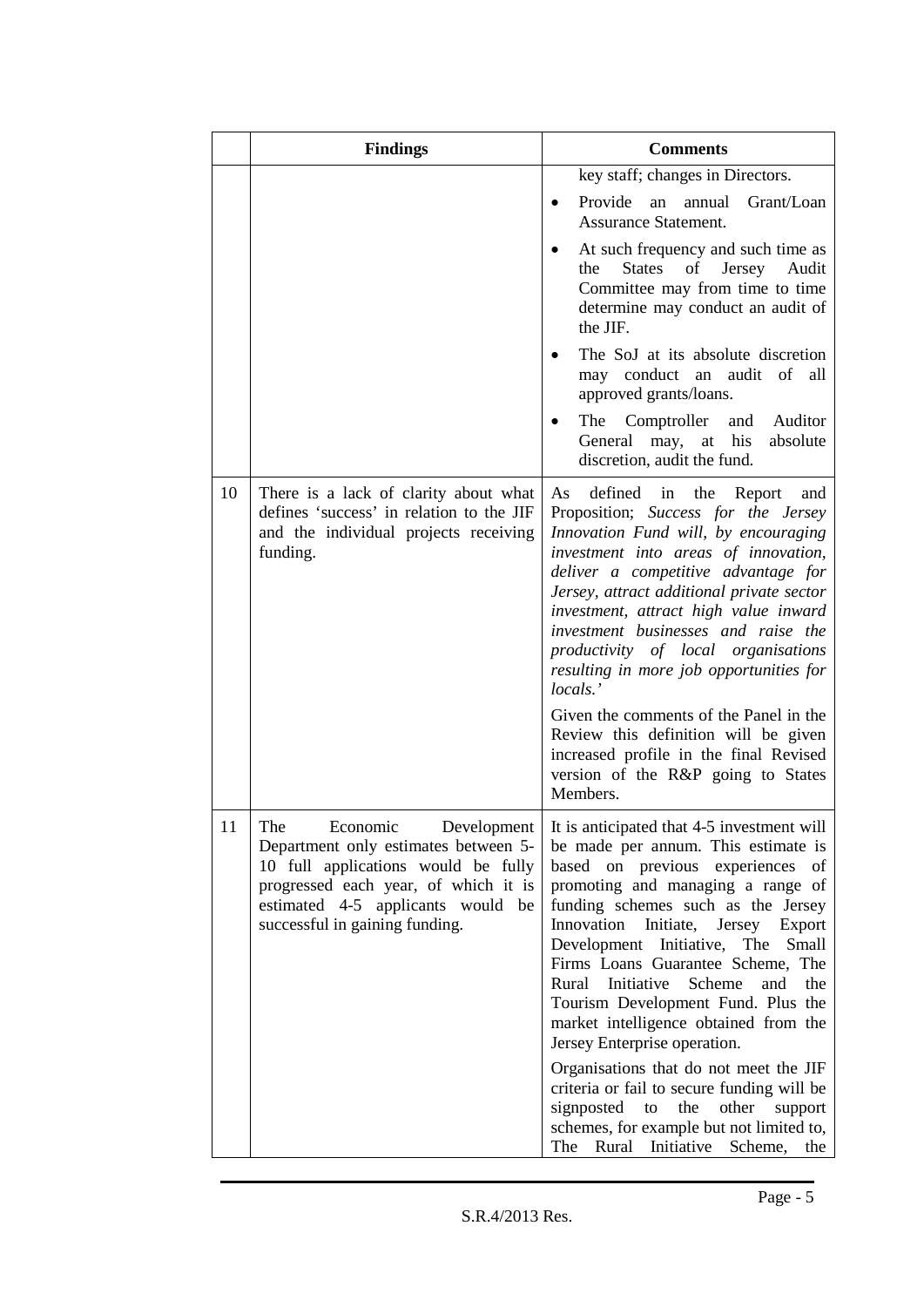| | Findings | Comments |
|---|---|---|
| | | key staff; changes in Directors.<br>• Provide an annual Grant/Loan Assurance Statement.<br>• At such frequency and such time as the States of Jersey Audit Committee may from time to time determine may conduct an audit of the JIF.<br>• The SoJ at its absolute discretion may conduct an audit of all approved grants/loans.<br>• The Comptroller and Auditor General may, at his absolute discretion, audit the fund. |
| 10 | There is a lack of clarity about what defines 'success' in relation to the JIF and the individual projects receiving funding. | As defined in the Report and Proposition; *Success for the Jersey Innovation Fund will, by encouraging investment into areas of innovation, deliver a competitive advantage for Jersey, attract additional private sector investment, attract high value inward investment businesses and raise the productivity of local organisations resulting in more job opportunities for locals.'*<br><br>Given the comments of the Panel in the Review this definition will be given increased profile in the final Revised version of the R&P going to States Members. |
| 11 | The Economic Development Department only estimates between 5-10 full applications would be fully progressed each year, of which it is estimated 4-5 applicants would be successful in gaining funding. | It is anticipated that 4-5 investment will be made per annum. This estimate is based on previous experiences of promoting and managing a range of funding schemes such as the Jersey Innovation Initiate, Jersey Export Development Initiative, The Small Firms Loans Guarantee Scheme, The Rural Initiative Scheme and the Tourism Development Fund. Plus the market intelligence obtained from the Jersey Enterprise operation.<br><br>Organisations that do not meet the JIF criteria or fail to secure funding will be signposted to the other support schemes, for example but not limited to, The Rural Initiative Scheme, the |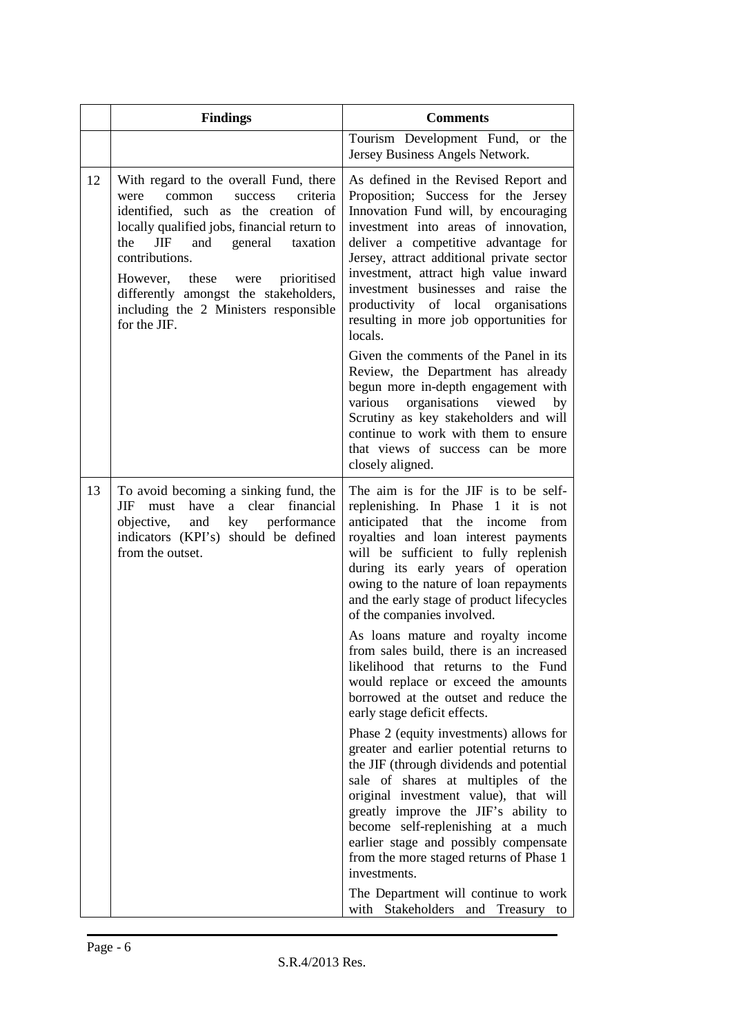| | Findings | Comments |
|---|---|---|
| | | Tourism Development Fund, or the Jersey Business Angels Network. |
| 12 | With regard to the overall Fund, there were common success criteria identified, such as the creation of locally qualified jobs, financial return to the JIF and general taxation contributions.<br><br>However, these were prioritised differently amongst the stakeholders, including the 2 Ministers responsible for the JIF. | As defined in the Revised Report and Proposition; Success for the Jersey Innovation Fund will, by encouraging investment into areas of innovation, deliver a competitive advantage for Jersey, attract additional private sector investment, attract high value inward investment businesses and raise the productivity of local organisations resulting in more job opportunities for locals.<br><br>Given the comments of the Panel in its Review, the Department has already begun more in-depth engagement with various organisations viewed by Scrutiny as key stakeholders and will continue to work with them to ensure that views of success can be more closely aligned. |
| 13 | To avoid becoming a sinking fund, the JIF must have a clear financial objective, and key performance indicators (KPI's) should be defined from the outset. | The aim is for the JIF is to be self-replenishing. In Phase 1 it is not anticipated that the income from royalties and loan interest payments will be sufficient to fully replenish during its early years of operation owing to the nature of loan repayments and the early stage of product lifecycles of the companies involved.<br><br>As loans mature and royalty income from sales build, there is an increased likelihood that returns to the Fund would replace or exceed the amounts borrowed at the outset and reduce the early stage deficit effects.<br><br>Phase 2 (equity investments) allows for greater and earlier potential returns to the JIF (through dividends and potential sale of shares at multiples of the original investment value), that will greatly improve the JIF's ability to become self-replenishing at a much earlier stage and possibly compensate from the more staged returns of Phase 1 investments.<br><br>The Department will continue to work with Stakeholders and Treasury to |

S.R.4/2013 Res.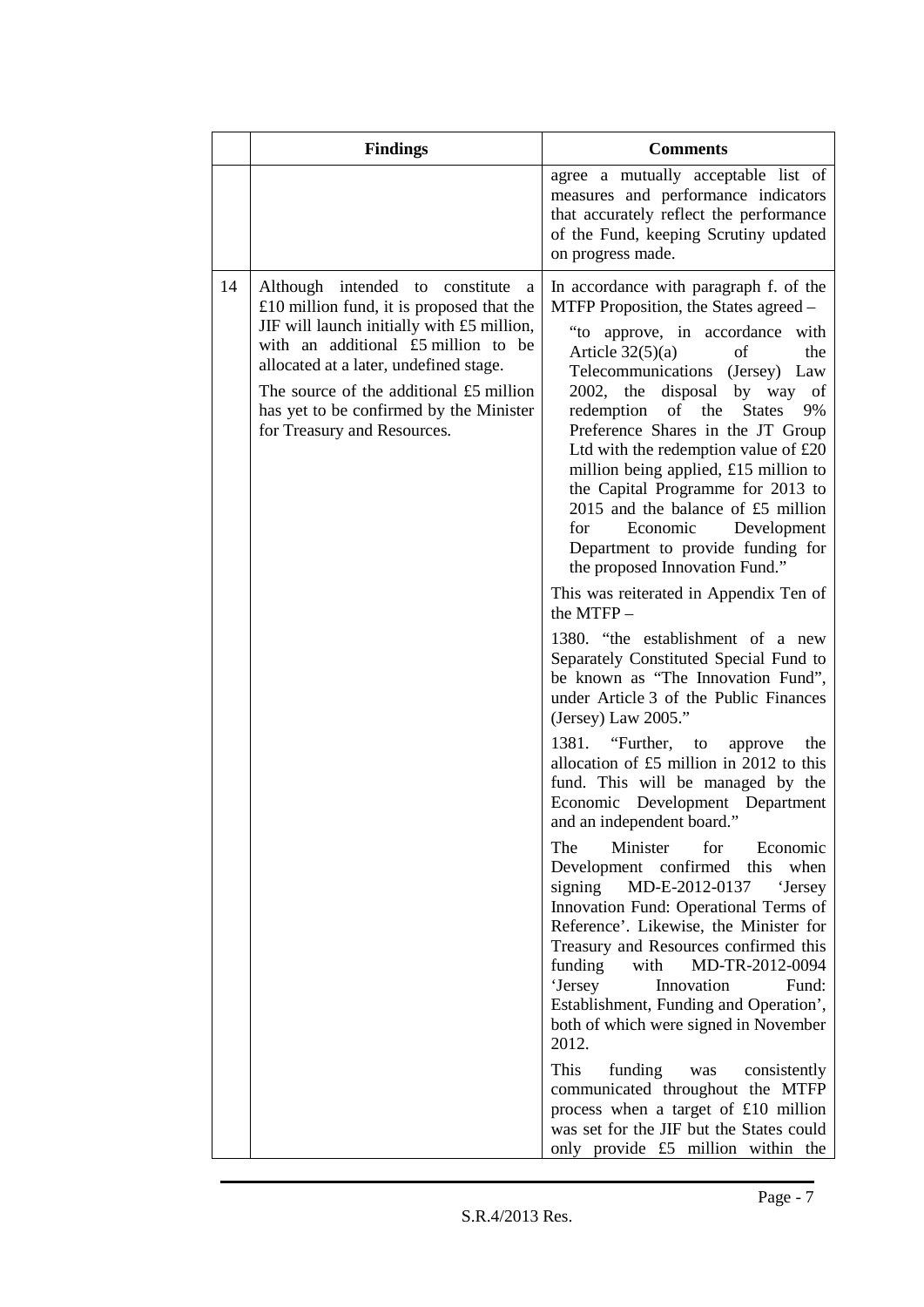| | Findings | Comments |
|---|---|---|
| | | agree a mutually acceptable list of measures and performance indicators that accurately reflect the performance of the Fund, keeping Scrutiny updated on progress made. |
| 14 | Although intended to constitute a £10 million fund, it is proposed that the JIF will launch initially with £5 million, with an additional £5 million to be allocated at a later, undefined stage.<br><br>The source of the additional £5 million has yet to be confirmed by the Minister for Treasury and Resources. | In accordance with paragraph f. of the MTFP Proposition, the States agreed –<br><br>"to approve, in accordance with Article 32(5)(a) of the Telecommunications (Jersey) Law 2002, the disposal by way of redemption of the States 9% Preference Shares in the JT Group Ltd with the redemption value of £20 million being applied, £15 million to the Capital Programme for 2013 to 2015 and the balance of £5 million for Economic Development Department to provide funding for the proposed Innovation Fund."<br><br>This was reiterated in Appendix Ten of the MTFP –<br><br>1380. "the establishment of a new Separately Constituted Special Fund to be known as "The Innovation Fund", under Article 3 of the Public Finances (Jersey) Law 2005."<br><br>1381. "Further, to approve the allocation of £5 million in 2012 to this fund. This will be managed by the Economic Development Department and an independent board."<br><br>The Minister for Economic Development confirmed this when signing MD-E-2012-0137 'Jersey Innovation Fund: Operational Terms of Reference'. Likewise, the Minister for Treasury and Resources confirmed this funding with MD-TR-2012-0094 'Jersey Innovation Fund: Establishment, Funding and Operation', both of which were signed in November 2012.<br><br>This funding was consistently communicated throughout the MTFP process when a target of £10 million was set for the JIF but the States could only provide £5 million within the |

S.R.4/2013 Res.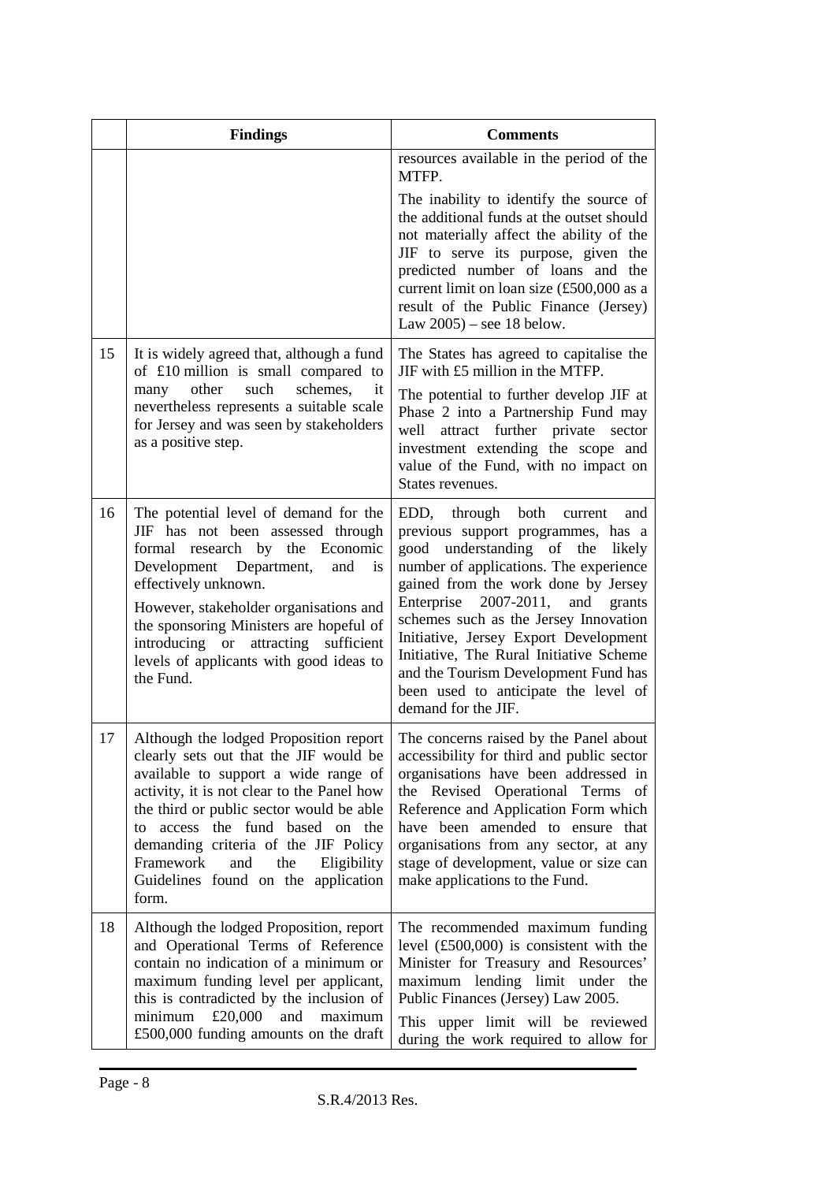| | Findings | Comments |
|---|---|---|
| | | resources available in the period of the MTFP.<br><br>The inability to identify the source of the additional funds at the outset should not materially affect the ability of the JIF to serve its purpose, given the predicted number of loans and the current limit on loan size (£500,000 as a result of the Public Finance (Jersey) Law 2005) – see 18 below. |
| 15 | It is widely agreed that, although a fund of £10 million is small compared to many other such schemes, it nevertheless represents a suitable scale for Jersey and was seen by stakeholders as a positive step. | The States has agreed to capitalise the JIF with £5 million in the MTFP.<br><br>The potential to further develop JIF at Phase 2 into a Partnership Fund may well attract further private sector investment extending the scope and value of the Fund, with no impact on States revenues. |
| 16 | The potential level of demand for the JIF has not been assessed through formal research by the Economic Development Department, and is effectively unknown.<br><br>However, stakeholder organisations and the sponsoring Ministers are hopeful of introducing or attracting sufficient levels of applicants with good ideas to the Fund. | EDD, through both current and previous support programmes, has a good understanding of the likely number of applications. The experience gained from the work done by Jersey Enterprise 2007-2011, and grants schemes such as the Jersey Innovation Initiative, Jersey Export Development Initiative, The Rural Initiative Scheme and the Tourism Development Fund has been used to anticipate the level of demand for the JIF. |
| 17 | Although the lodged Proposition report clearly sets out that the JIF would be available to support a wide range of activity, it is not clear to the Panel how the third or public sector would be able to access the fund based on the demanding criteria of the JIF Policy Framework and the Eligibility Guidelines found on the application form. | The concerns raised by the Panel about accessibility for third and public sector organisations have been addressed in the Revised Operational Terms of Reference and Application Form which have been amended to ensure that organisations from any sector, at any stage of development, value or size can make applications to the Fund. |
| 18 | Although the lodged Proposition, report and Operational Terms of Reference contain no indication of a minimum or maximum funding level per applicant, this is contradicted by the inclusion of minimum £20,000 and maximum £500,000 funding amounts on the draft | The recommended maximum funding level (£500,000) is consistent with the Minister for Treasury and Resources' maximum lending limit under the Public Finances (Jersey) Law 2005.<br><br>This upper limit will be reviewed during the work required to allow for |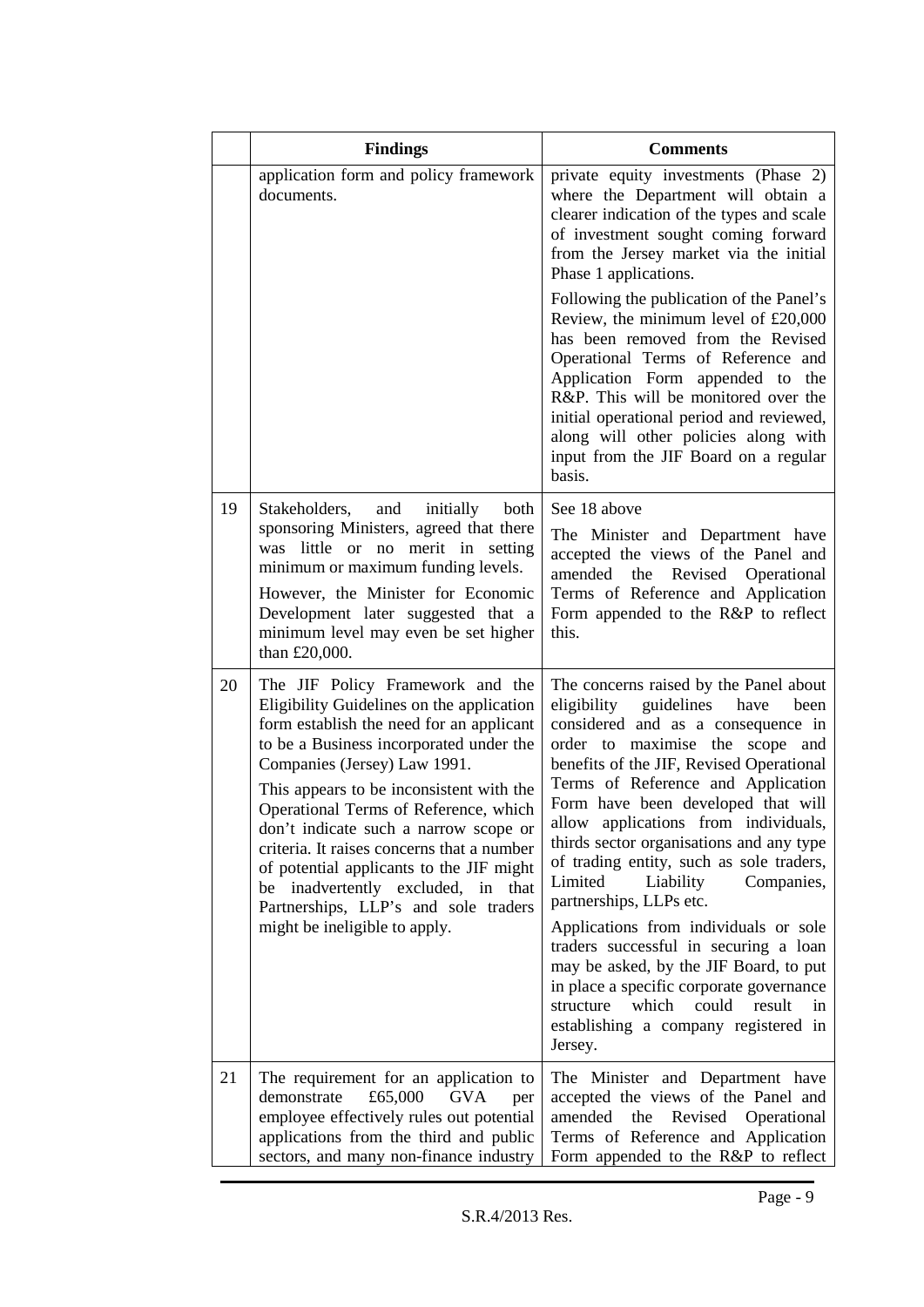| | Findings | Comments |
|---|---|---|
| | application form and policy framework documents. | private equity investments (Phase 2) where the Department will obtain a clearer indication of the types and scale of investment sought coming forward from the Jersey market via the initial Phase 1 applications.<br><br>Following the publication of the Panel's Review, the minimum level of £20,000 has been removed from the Revised Operational Terms of Reference and Application Form appended to the R&P. This will be monitored over the initial operational period and reviewed, along will other policies along with input from the JIF Board on a regular basis. |
| 19 | Stakeholders, and initially both sponsoring Ministers, agreed that there was little or no merit in setting minimum or maximum funding levels.<br><br>However, the Minister for Economic Development later suggested that a minimum level may even be set higher than £20,000. | See 18 above<br><br>The Minister and Department have accepted the views of the Panel and amended the Revised Operational Terms of Reference and Application Form appended to the R&P to reflect this. |
| 20 | The JIF Policy Framework and the Eligibility Guidelines on the application form establish the need for an applicant to be a Business incorporated under the Companies (Jersey) Law 1991.<br><br>This appears to be inconsistent with the Operational Terms of Reference, which don't indicate such a narrow scope or criteria. It raises concerns that a number of potential applicants to the JIF might be inadvertently excluded, in that Partnerships, LLP's and sole traders might be ineligible to apply. | The concerns raised by the Panel about eligibility guidelines have been considered and as a consequence in order to maximise the scope and benefits of the JIF, Revised Operational Terms of Reference and Application Form have been developed that will allow applications from individuals, thirds sector organisations and any type of trading entity, such as sole traders, Limited Liability Companies, partnerships, LLPs etc.<br><br>Applications from individuals or sole traders successful in securing a loan may be asked, by the JIF Board, to put in place a specific corporate governance structure which could result in establishing a company registered in Jersey. |
| 21 | The requirement for an application to demonstrate £65,000 GVA per employee effectively rules out potential applications from the third and public sectors, and many non-finance industry | The Minister and Department have accepted the views of the Panel and amended the Revised Operational Terms of Reference and Application Form appended to the R&P to reflect |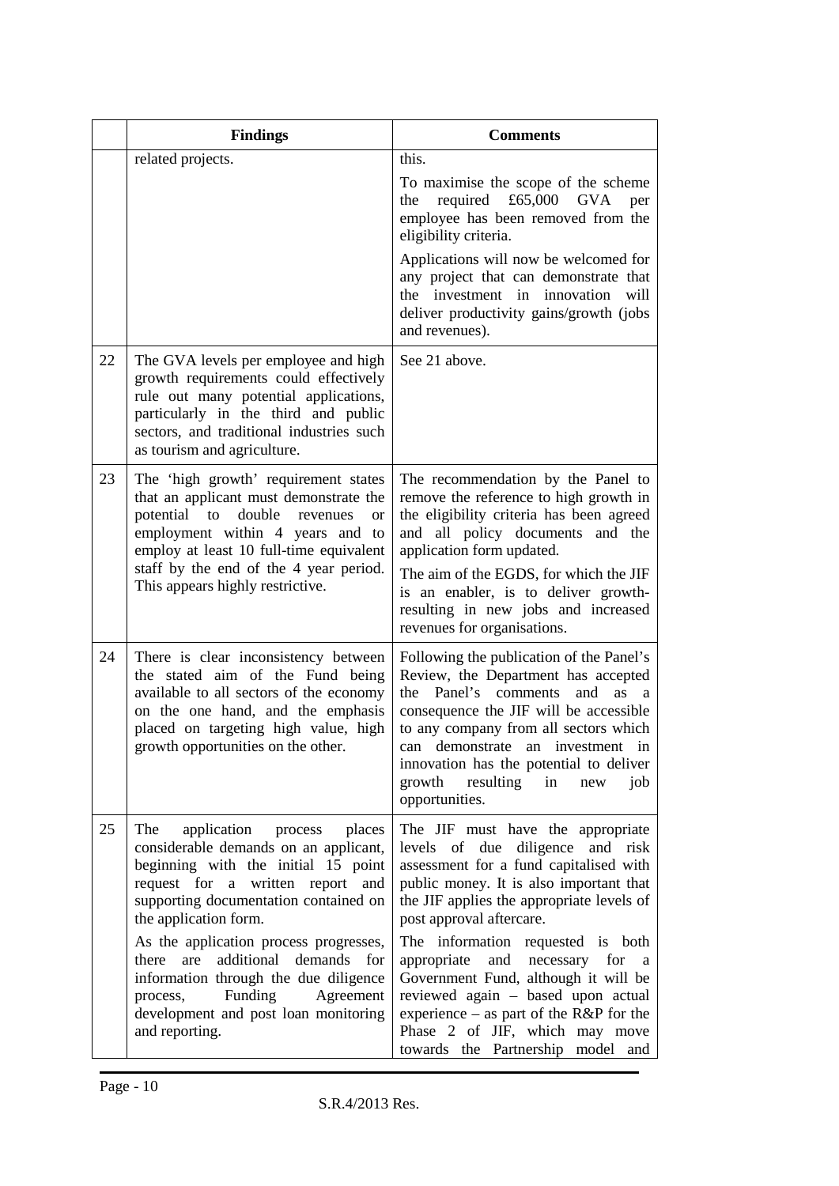| | Findings | Comments |
|---|---|---|
| | related projects. | this.<br><br>To maximise the scope of the scheme the required £65,000 GVA per employee has been removed from the eligibility criteria.<br><br>Applications will now be welcomed for any project that can demonstrate that the investment in innovation will deliver productivity gains/growth (jobs and revenues). |
| 22 | The GVA levels per employee and high growth requirements could effectively rule out many potential applications, particularly in the third and public sectors, and traditional industries such as tourism and agriculture. | See 21 above. |
| 23 | The 'high growth' requirement states that an applicant must demonstrate the potential to double revenues or employment within 4 years and to employ at least 10 full-time equivalent staff by the end of the 4 year period. This appears highly restrictive. | The recommendation by the Panel to remove the reference to high growth in the eligibility criteria has been agreed and all policy documents and the application form updated.<br><br>The aim of the EGDS, for which the JIF is an enabler, is to deliver growth- resulting in new jobs and increased revenues for organisations. |
| 24 | There is clear inconsistency between the stated aim of the Fund being available to all sectors of the economy on the one hand, and the emphasis placed on targeting high value, high growth opportunities on the other. | Following the publication of the Panel's Review, the Department has accepted the Panel's comments and as a consequence the JIF will be accessible to any company from all sectors which can demonstrate an investment in innovation has the potential to deliver growth resulting in new job opportunities. |
| 25 | The application process places considerable demands on an applicant, beginning with the initial 15 point request for a written report and supporting documentation contained on the application form.<br><br>As the application process progresses, there are additional demands for information through the due diligence process, Funding Agreement development and post loan monitoring and reporting. | The JIF must have the appropriate levels of due diligence and risk assessment for a fund capitalised with public money. It is also important that the JIF applies the appropriate levels of post approval aftercare.<br><br>The information requested is both appropriate and necessary for a Government Fund, although it will be reviewed again – based upon actual experience – as part of the R&P for the Phase 2 of JIF, which may move towards the Partnership model and |

S.R.4/2013 Res.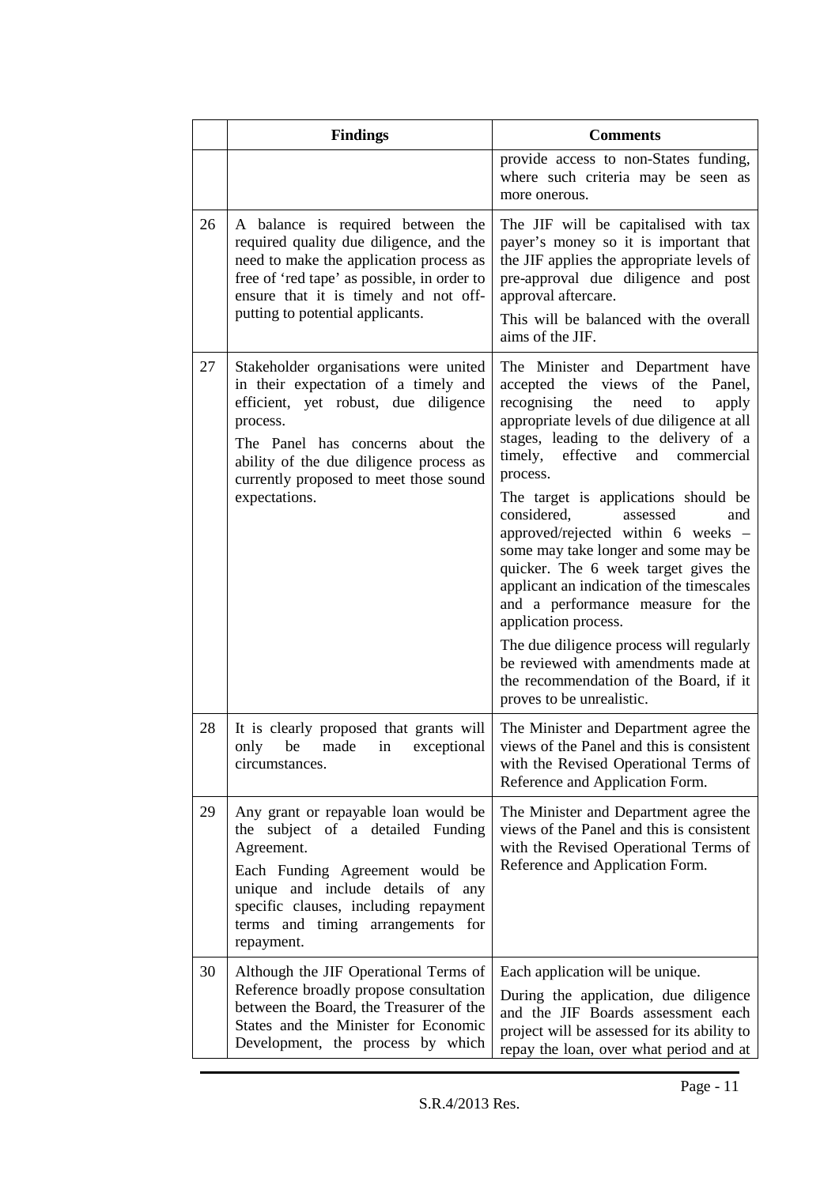|  | Findings | Comments |
|---|---|---|
|  |  | provide access to non-States funding, where such criteria may be seen as more onerous. |
| 26 | A balance is required between the required quality due diligence, and the need to make the application process as free of 'red tape' as possible, in order to ensure that it is timely and not off-putting to potential applicants. | The JIF will be capitalised with tax payer's money so it is important that the JIF applies the appropriate levels of pre-approval due diligence and post approval aftercare.<br><br>This will be balanced with the overall aims of the JIF. |
| 27 | Stakeholder organisations were united in their expectation of a timely and efficient, yet robust, due diligence process.<br><br>The Panel has concerns about the ability of the due diligence process as currently proposed to meet those sound expectations. | The Minister and Department have accepted the views of the Panel, recognising the need to apply appropriate levels of due diligence at all stages, leading to the delivery of a timely, effective and commercial process.<br><br>The target is applications should be considered, assessed and approved/rejected within 6 weeks – some may take longer and some may be quicker. The 6 week target gives the applicant an indication of the timescales and a performance measure for the application process.<br><br>The due diligence process will regularly be reviewed with amendments made at the recommendation of the Board, if it proves to be unrealistic. |
| 28 | It is clearly proposed that grants will only be made in exceptional circumstances. | The Minister and Department agree the views of the Panel and this is consistent with the Revised Operational Terms of Reference and Application Form. |
| 29 | Any grant or repayable loan would be the subject of a detailed Funding Agreement.<br><br>Each Funding Agreement would be unique and include details of any specific clauses, including repayment terms and timing arrangements for repayment. | The Minister and Department agree the views of the Panel and this is consistent with the Revised Operational Terms of Reference and Application Form. |
| 30 | Although the JIF Operational Terms of Reference broadly propose consultation between the Board, the Treasurer of the States and the Minister for Economic Development, the process by which | Each application will be unique.<br><br>During the application, due diligence and the JIF Boards assessment each project will be assessed for its ability to repay the loan, over what period and at |

S.R.4/2013 Res.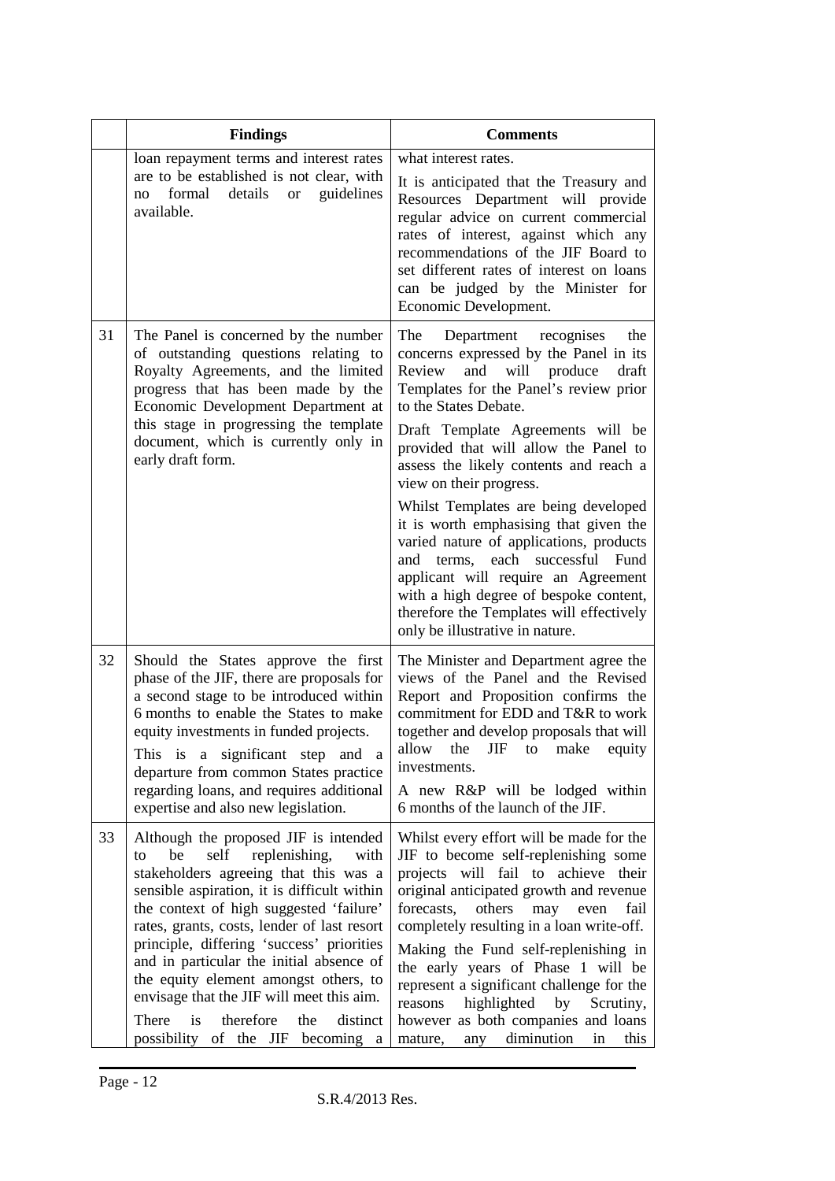| | Findings | Comments |
|---|---|---|
| | loan repayment terms and interest rates are to be established is not clear, with no formal details or guidelines available. | what interest rates.<br><br>It is anticipated that the Treasury and Resources Department will provide regular advice on current commercial rates of interest, against which any recommendations of the JIF Board to set different rates of interest on loans can be judged by the Minister for Economic Development. |
| 31 | The Panel is concerned by the number of outstanding questions relating to Royalty Agreements, and the limited progress that has been made by the Economic Development Department at this stage in progressing the template document, which is currently only in early draft form. | The Department recognises the concerns expressed by the Panel in its Review and will produce draft Templates for the Panel's review prior to the States Debate.<br><br>Draft Template Agreements will be provided that will allow the Panel to assess the likely contents and reach a view on their progress.<br><br>Whilst Templates are being developed it is worth emphasising that given the varied nature of applications, products and terms, each successful Fund applicant will require an Agreement with a high degree of bespoke content, therefore the Templates will effectively only be illustrative in nature. |
| 32 | Should the States approve the first phase of the JIF, there are proposals for a second stage to be introduced within 6 months to enable the States to make equity investments in funded projects.<br><br>This is a significant step and a departure from common States practice regarding loans, and requires additional expertise and also new legislation. | The Minister and Department agree the views of the Panel and the Revised Report and Proposition confirms the commitment for EDD and T&R to work together and develop proposals that will allow the JIF to make equity investments.<br><br>A new R&P will be lodged within 6 months of the launch of the JIF. |
| 33 | Although the proposed JIF is intended to be self replenishing, with stakeholders agreeing that this was a sensible aspiration, it is difficult within the context of high suggested 'failure' rates, grants, costs, lender of last resort principle, differing 'success' priorities and in particular the initial absence of the equity element amongst others, to envisage that the JIF will meet this aim.<br><br>There is therefore the distinct possibility of the JIF becoming a | Whilst every effort will be made for the JIF to become self-replenishing some projects will fail to achieve their original anticipated growth and revenue forecasts, others may even fail completely resulting in a loan write-off.<br><br>Making the Fund self-replenishing in the early years of Phase 1 will be represent a significant challenge for the reasons highlighted by Scrutiny, however as both companies and loans mature, any diminution in this |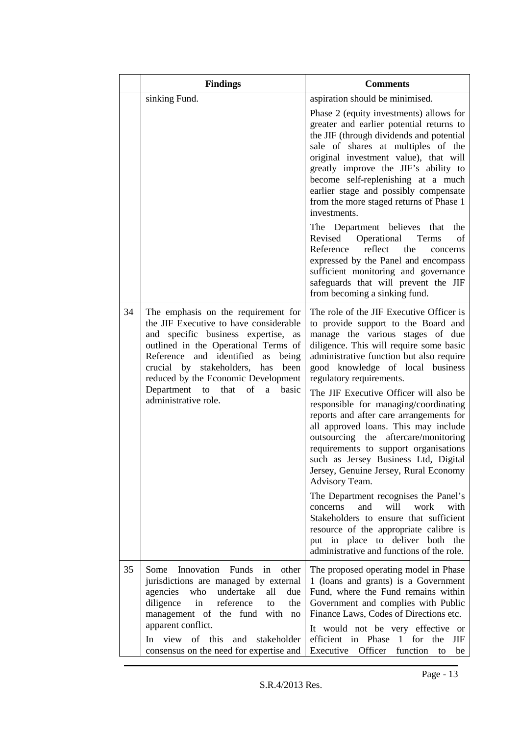| | Findings | Comments |
|---|---|---|
| | sinking Fund. | aspiration should be minimised.<br><br>Phase 2 (equity investments) allows for greater and earlier potential returns to the JIF (through dividends and potential sale of shares at multiples of the original investment value), that will greatly improve the JIF's ability to become self-replenishing at a much earlier stage and possibly compensate from the more staged returns of Phase 1 investments.<br><br>The Department believes that the Revised Operational Terms of Reference reflect the concerns expressed by the Panel and encompass sufficient monitoring and governance safeguards that will prevent the JIF from becoming a sinking fund. |
| 34 | The emphasis on the requirement for the JIF Executive to have considerable and specific business expertise, as outlined in the Operational Terms of Reference and identified as being crucial by stakeholders, has been reduced by the Economic Development Department to that of a basic administrative role. | The role of the JIF Executive Officer is to provide support to the Board and manage the various stages of due diligence. This will require some basic administrative function but also require good knowledge of local business regulatory requirements.<br><br>The JIF Executive Officer will also be responsible for managing/coordinating reports and after care arrangements for all approved loans. This may include outsourcing the aftercare/monitoring requirements to support organisations such as Jersey Business Ltd, Digital Jersey, Genuine Jersey, Rural Economy Advisory Team.<br><br>The Department recognises the Panel's concerns and will work with Stakeholders to ensure that sufficient resource of the appropriate calibre is put in place to deliver both the administrative and functions of the role. |
| 35 | Some Innovation Funds in other jurisdictions are managed by external agencies who undertake all due diligence in reference to the management of the fund with no apparent conflict.<br><br>In view of this and stakeholder consensus on the need for expertise and | The proposed operating model in Phase 1 (loans and grants) is a Government Fund, where the Fund remains within Government and complies with Public Finance Laws, Codes of Directions etc.<br><br>It would not be very effective or efficient in Phase 1 for the JIF Executive Officer function to be |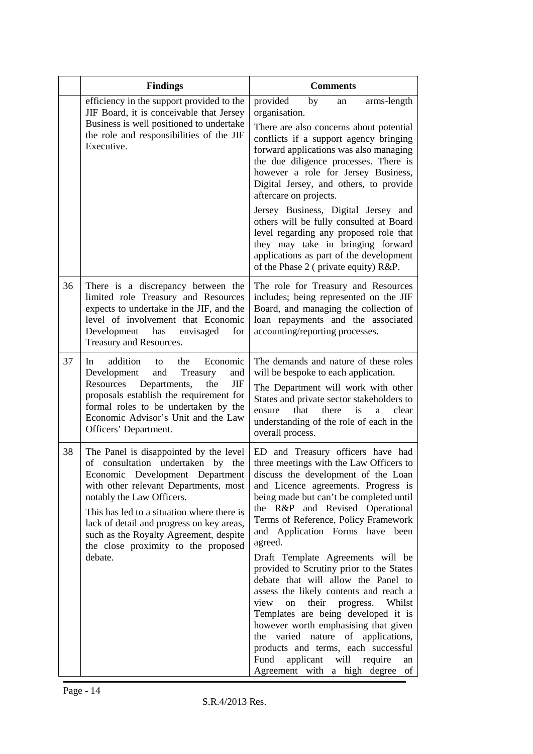| | Findings | Comments |
|---|---|---|
| | efficiency in the support provided to the JIF Board, it is conceivable that Jersey Business is well positioned to undertake the role and responsibilities of the JIF Executive. | provided by an arms-length organisation.<br><br>There are also concerns about potential conflicts if a support agency bringing forward applications was also managing the due diligence processes. There is however a role for Jersey Business, Digital Jersey, and others, to provide aftercare on projects.<br><br>Jersey Business, Digital Jersey and others will be fully consulted at Board level regarding any proposed role that they may take in bringing forward applications as part of the development of the Phase 2 ( private equity) R&P. |
| 36 | There is a discrepancy between the limited role Treasury and Resources expects to undertake in the JIF, and the level of involvement that Economic Development has envisaged for Treasury and Resources. | The role for Treasury and Resources includes; being represented on the JIF Board, and managing the collection of loan repayments and the associated accounting/reporting processes. |
| 37 | In addition to the Economic Development and Treasury and Resources Departments, the JIF proposals establish the requirement for formal roles to be undertaken by the Economic Advisor's Unit and the Law Officers' Department. | The demands and nature of these roles will be bespoke to each application.<br><br>The Department will work with other States and private sector stakeholders to ensure that there is a clear understanding of the role of each in the overall process. |
| 38 | The Panel is disappointed by the level of consultation undertaken by the Economic Development Department with other relevant Departments, most notably the Law Officers.<br><br>This has led to a situation where there is lack of detail and progress on key areas, such as the Royalty Agreement, despite the close proximity to the proposed debate. | ED and Treasury officers have had three meetings with the Law Officers to discuss the development of the Loan and Licence agreements. Progress is being made but can't be completed until the R&P and Revised Operational Terms of Reference, Policy Framework and Application Forms have been agreed.<br><br>Draft Template Agreements will be provided to Scrutiny prior to the States debate that will allow the Panel to assess the likely contents and reach a view on their progress. Whilst Templates are being developed it is however worth emphasising that given the varied nature of applications, products and terms, each successful Fund applicant will require an Agreement with a high degree of |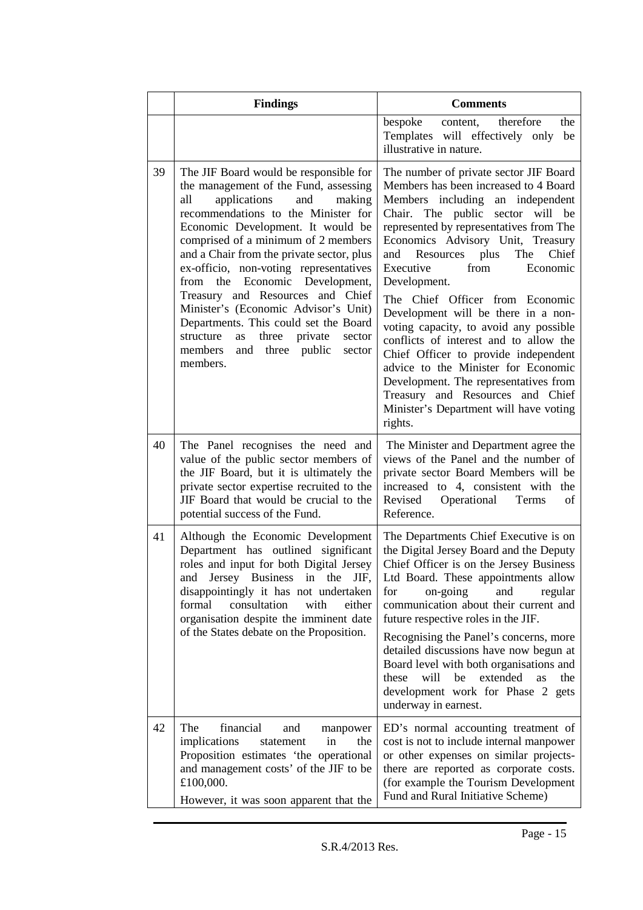|  | Findings | Comments |
|---|---|---|
|  |  | bespoke content, therefore the Templates will effectively only be illustrative in nature. |
| 39 | The JIF Board would be responsible for the management of the Fund, assessing all applications and making recommendations to the Minister for Economic Development. It would be comprised of a minimum of 2 members and a Chair from the private sector, plus ex-officio, non-voting representatives from the Economic Development, Treasury and Resources and Chief Minister's (Economic Advisor's Unit) Departments. This could set the Board structure as three private sector members and three public sector members. | The number of private sector JIF Board Members has been increased to 4 Board Members including an independent Chair. The public sector will be represented by representatives from The Economics Advisory Unit, Treasury and Resources plus The Chief Executive from Economic Development.<br><br>The Chief Officer from Economic Development will be there in a non-voting capacity, to avoid any possible conflicts of interest and to allow the Chief Officer to provide independent advice to the Minister for Economic Development. The representatives from Treasury and Resources and Chief Minister's Department will have voting rights. |
| 40 | The Panel recognises the need and value of the public sector members of the JIF Board, but it is ultimately the private sector expertise recruited to the JIF Board that would be crucial to the potential success of the Fund. | The Minister and Department agree the views of the Panel and the number of private sector Board Members will be increased to 4, consistent with the Revised Operational Terms of Reference. |
| 41 | Although the Economic Development Department has outlined significant roles and input for both Digital Jersey and Jersey Business in the JIF, disappointingly it has not undertaken formal consultation with either organisation despite the imminent date of the States debate on the Proposition. | The Departments Chief Executive is on the Digital Jersey Board and the Deputy Chief Officer is on the Jersey Business Ltd Board. These appointments allow for on-going and regular communication about their current and future respective roles in the JIF.<br><br>Recognising the Panel's concerns, more detailed discussions have now begun at Board level with both organisations and these will be extended as the development work for Phase 2 gets underway in earnest. |
| 42 | The financial and manpower implications statement in the Proposition estimates 'the operational and management costs' of the JIF to be £100,000.<br><br>However, it was soon apparent that the | ED's normal accounting treatment of cost is not to include internal manpower or other expenses on similar projects- there are reported as corporate costs. (for example the Tourism Development Fund and Rural Initiative Scheme) |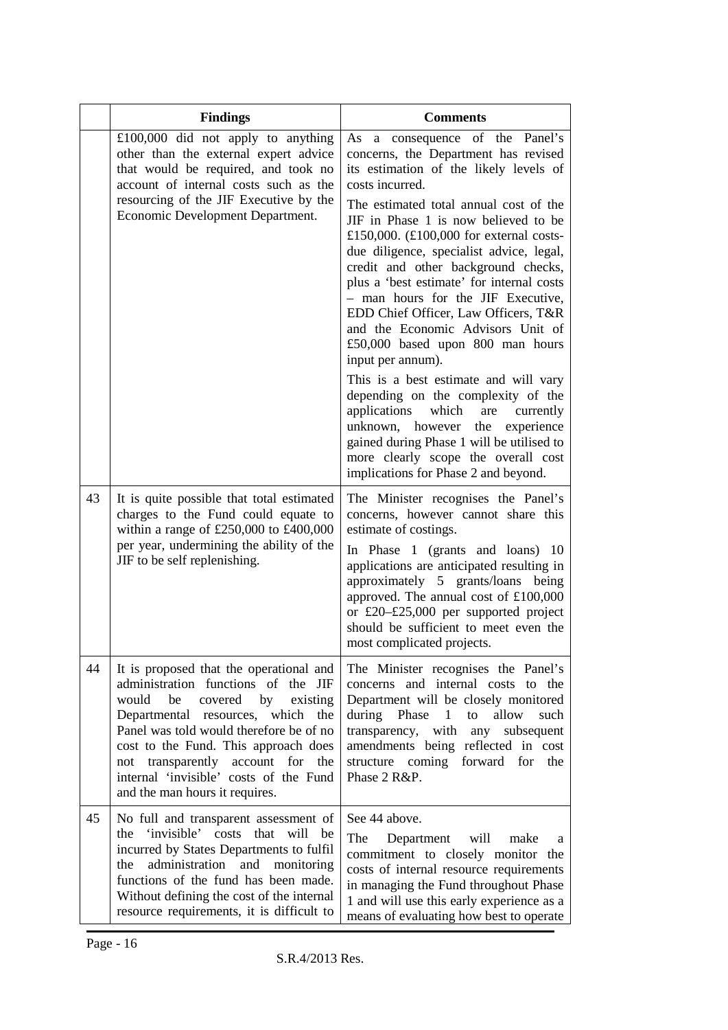| | Findings | Comments |
|---|---|---|
| | £100,000 did not apply to anything other than the external expert advice that would be required, and took no account of internal costs such as the resourcing of the JIF Executive by the Economic Development Department. | As a consequence of the Panel's concerns, the Department has revised its estimation of the likely levels of costs incurred.<br><br>The estimated total annual cost of the JIF in Phase 1 is now believed to be £150,000. (£100,000 for external costs- due diligence, specialist advice, legal, credit and other background checks, plus a 'best estimate' for internal costs – man hours for the JIF Executive, EDD Chief Officer, Law Officers, T&R and the Economic Advisors Unit of £50,000 based upon 800 man hours input per annum).<br><br>This is a best estimate and will vary depending on the complexity of the applications which are currently unknown, however the experience gained during Phase 1 will be utilised to more clearly scope the overall cost implications for Phase 2 and beyond. |
| 43 | It is quite possible that total estimated charges to the Fund could equate to within a range of £250,000 to £400,000 per year, undermining the ability of the JIF to be self replenishing. | The Minister recognises the Panel's concerns, however cannot share this estimate of costings.<br><br>In Phase 1 (grants and loans) 10 applications are anticipated resulting in approximately 5 grants/loans being approved. The annual cost of £100,000 or £20–£25,000 per supported project should be sufficient to meet even the most complicated projects. |
| 44 | It is proposed that the operational and administration functions of the JIF would be covered by existing Departmental resources, which the Panel was told would therefore be of no cost to the Fund. This approach does not transparently account for the internal 'invisible' costs of the Fund and the man hours it requires. | The Minister recognises the Panel's concerns and internal costs to the Department will be closely monitored during Phase 1 to allow such transparency, with any subsequent amendments being reflected in cost structure coming forward for the Phase 2 R&P. |
| 45 | No full and transparent assessment of the 'invisible' costs that will be incurred by States Departments to fulfil the administration and monitoring functions of the fund has been made. Without defining the cost of the internal resource requirements, it is difficult to | See 44 above.<br><br>The Department will make a commitment to closely monitor the costs of internal resource requirements in managing the Fund throughout Phase 1 and will use this early experience as a means of evaluating how best to operate |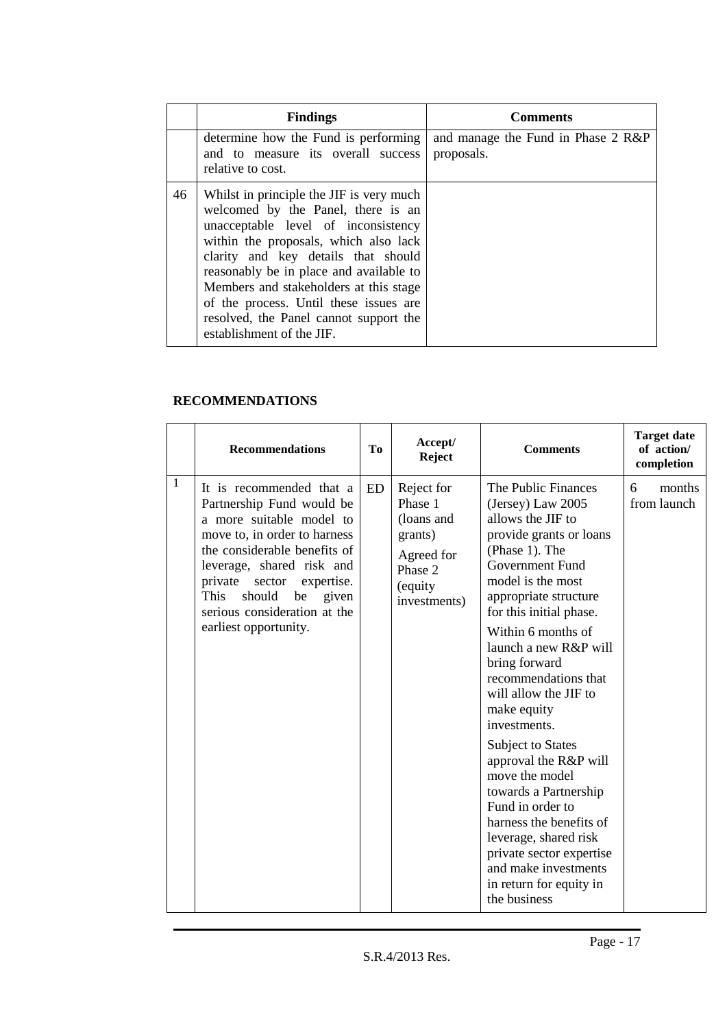| | Findings | Comments |
|---|---|---|
| | determine how the Fund is performing and to measure its overall success relative to cost. | and manage the Fund in Phase 2 R&P proposals. |
| 46 | Whilst in principle the JIF is very much welcomed by the Panel, there is an unacceptable level of inconsistency within the proposals, which also lack clarity and key details that should reasonably be in place and available to Members and stakeholders at this stage of the process. Until these issues are resolved, the Panel cannot support the establishment of the JIF. | |

## RECOMMENDATIONS

| | Recommendations | To | Accept/ Reject | Comments | Target date of action/ completion |
|---|---|---|---|---|---|
| 1 | It is recommended that a Partnership Fund would be a more suitable model to move to, in order to harness the considerable benefits of leverage, shared risk and private sector expertise. This should be given serious consideration at the earliest opportunity. | ED | Reject for Phase 1 (loans and grants)<br><br>Agreed for Phase 2 (equity investments) | The Public Finances (Jersey) Law 2005 allows the JIF to provide grants or loans (Phase 1). The Government Fund model is the most appropriate structure for this initial phase.<br><br>Within 6 months of launch a new R&P will bring forward recommendations that will allow the JIF to make equity investments.<br><br>Subject to States approval the R&P will move the model towards a Partnership Fund in order to harness the benefits of leverage, shared risk private sector expertise and make investments in return for equity in the business | 6 months from launch |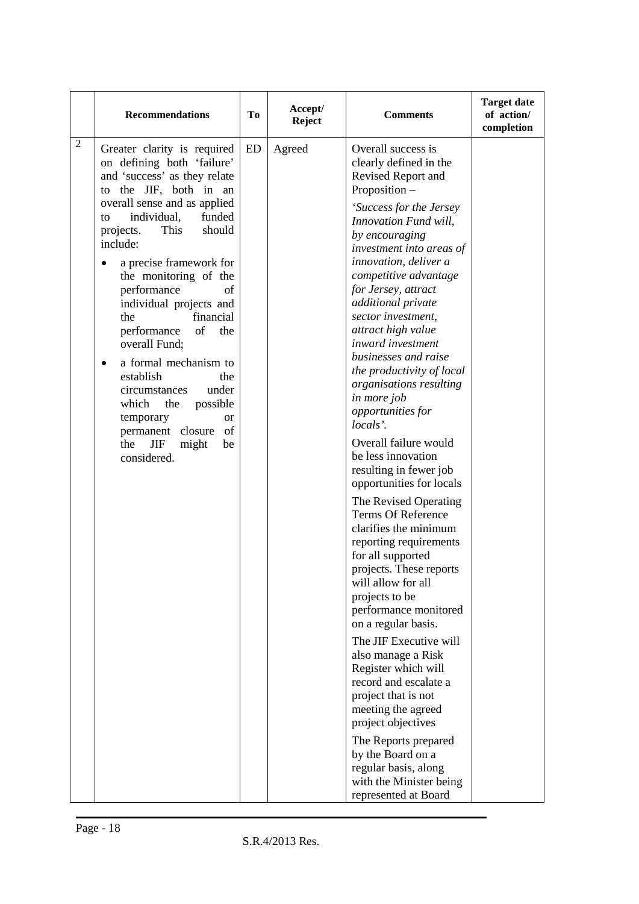| | Recommendations | To | Accept/ Reject | Comments | Target date of action/ completion |
|---|---|---|---|---|---|
| 2 | Greater clarity is required on defining both 'failure' and 'success' as they relate to the JIF, both in an overall sense and as applied to individual, funded projects. This should include:<br><br>• a precise framework for the monitoring of the performance of individual projects and the financial performance of the overall Fund;<br><br>• a formal mechanism to establish the circumstances under which the possible temporary or permanent closure of the JIF might be considered. | ED | Agreed | Overall success is clearly defined in the Revised Report and Proposition –<br><br>*'Success for the Jersey Innovation Fund will, by encouraging investment into areas of innovation, deliver a competitive advantage for Jersey, attract additional private sector investment, attract high value inward investment businesses and raise the productivity of local organisations resulting in more job opportunities for locals'.*<br><br>Overall failure would be less innovation resulting in fewer job opportunities for locals<br><br>The Revised Operating Terms Of Reference clarifies the minimum reporting requirements for all supported projects. These reports will allow for all projects to be performance monitored on a regular basis.<br><br>The JIF Executive will also manage a Risk Register which will record and escalate a project that is not meeting the agreed project objectives<br><br>The Reports prepared by the Board on a regular basis, along with the Minister being represented at Board | |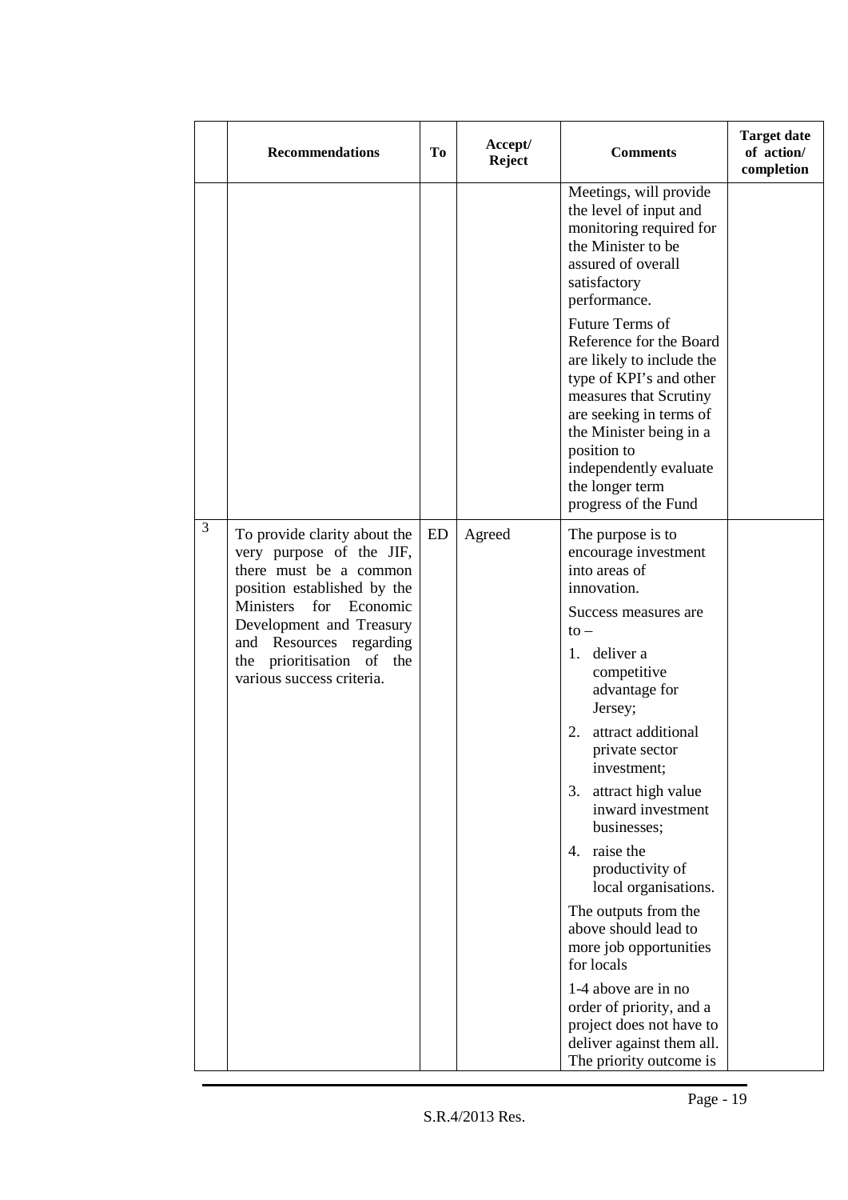|  | Recommendations | To | Accept/ Reject | Comments | Target date of action/ completion |
|---|---|---|---|---|---|
|  |  |  |  | Meetings, will provide the level of input and monitoring required for the Minister to be assured of overall satisfactory performance.<br><br>Future Terms of Reference for the Board are likely to include the type of KPI's and other measures that Scrutiny are seeking in terms of the Minister being in a position to independently evaluate the longer term progress of the Fund |  |
| 3 | To provide clarity about the very purpose of the JIF, there must be a common position established by the Ministers for Economic Development and Treasury and Resources regarding the prioritisation of the various success criteria. | ED | Agreed | The purpose is to encourage investment into areas of innovation.<br><br>Success measures are to –<br><br>1. deliver a competitive advantage for Jersey;<br>2. attract additional private sector investment;<br>3. attract high value inward investment businesses;<br>4. raise the productivity of local organisations.<br><br>The outputs from the above should lead to more job opportunities for locals<br><br>1-4 above are in no order of priority, and a project does not have to deliver against them all. The priority outcome is |  |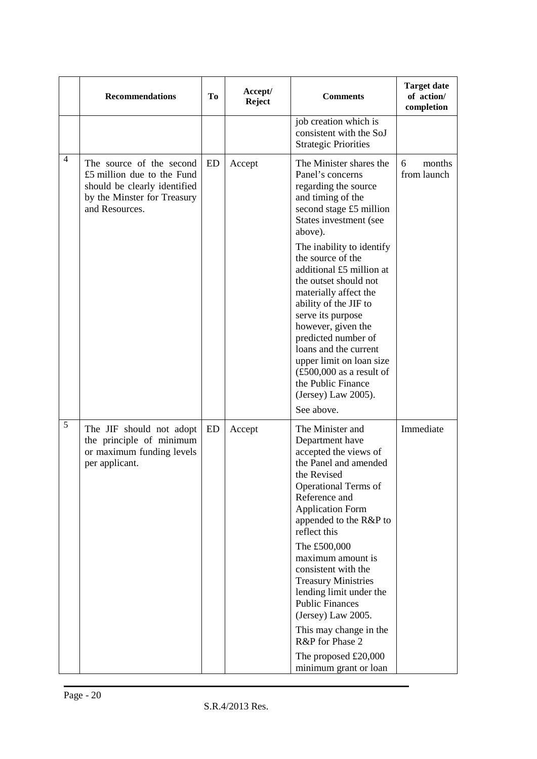|  | Recommendations | To | Accept/ Reject | Comments | Target date of action/ completion |
|---|---|---|---|---|---|
|  |  |  |  | job creation which is consistent with the SoJ Strategic Priorities |  |
| 4 | The source of the second £5 million due to the Fund should be clearly identified by the Minster for Treasury and Resources. | ED | Accept | The Minister shares the Panel's concerns regarding the source and timing of the second stage £5 million States investment (see above). The inability to identify the source of the additional £5 million at the outset should not materially affect the ability of the JIF to serve its purpose however, given the predicted number of loans and the current upper limit on loan size (£500,000 as a result of the Public Finance (Jersey) Law 2005). See above. | 6 months from launch |
| 5 | The JIF should not adopt the principle of minimum or maximum funding levels per applicant. | ED | Accept | The Minister and Department have accepted the views of the Panel and amended the Revised Operational Terms of Reference and Application Form appended to the R&P to reflect this The £500,000 maximum amount is consistent with the Treasury Ministries lending limit under the Public Finances (Jersey) Law 2005. This may change in the R&P for Phase 2 The proposed £20,000 minimum grant or loan | Immediate |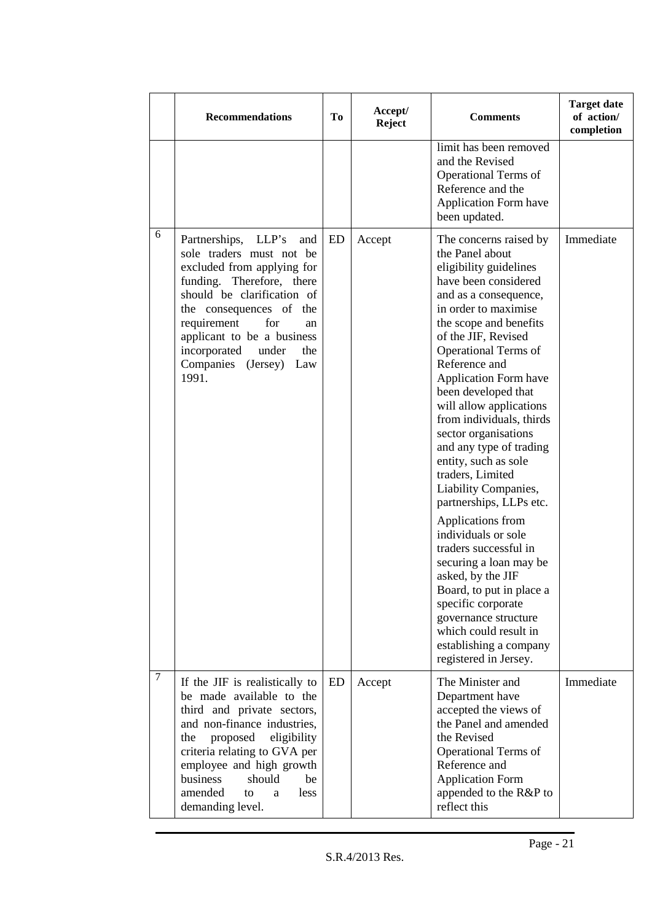| | Recommendations | To | Accept/ Reject | Comments | Target date of action/ completion |
|---|---|---|---|---|---|
| | | | | limit has been removed and the Revised Operational Terms of Reference and the Application Form have been updated. | |
| 6 | Partnerships, LLP's and sole traders must not be excluded from applying for funding. Therefore, there should be clarification of the consequences of the requirement for an applicant to be a business incorporated under the Companies (Jersey) Law 1991. | ED | Accept | The concerns raised by the Panel about eligibility guidelines have been considered and as a consequence, in order to maximise the scope and benefits of the JIF, Revised Operational Terms of Reference and Application Form have been developed that will allow applications from individuals, thirds sector organisations and any type of trading entity, such as sole traders, Limited Liability Companies, partnerships, LLPs etc.<br><br>Applications from individuals or sole traders successful in securing a loan may be asked, by the JIF Board, to put in place a specific corporate governance structure which could result in establishing a company registered in Jersey. | Immediate |
| 7 | If the JIF is realistically to be made available to the third and private sectors, and non-finance industries, the proposed eligibility criteria relating to GVA per employee and high growth business should be amended to a less demanding level. | ED | Accept | The Minister and Department have accepted the views of the Panel and amended the Revised Operational Terms of Reference and Application Form appended to the R&P to reflect this | Immediate |

S.R.4/2013 Res.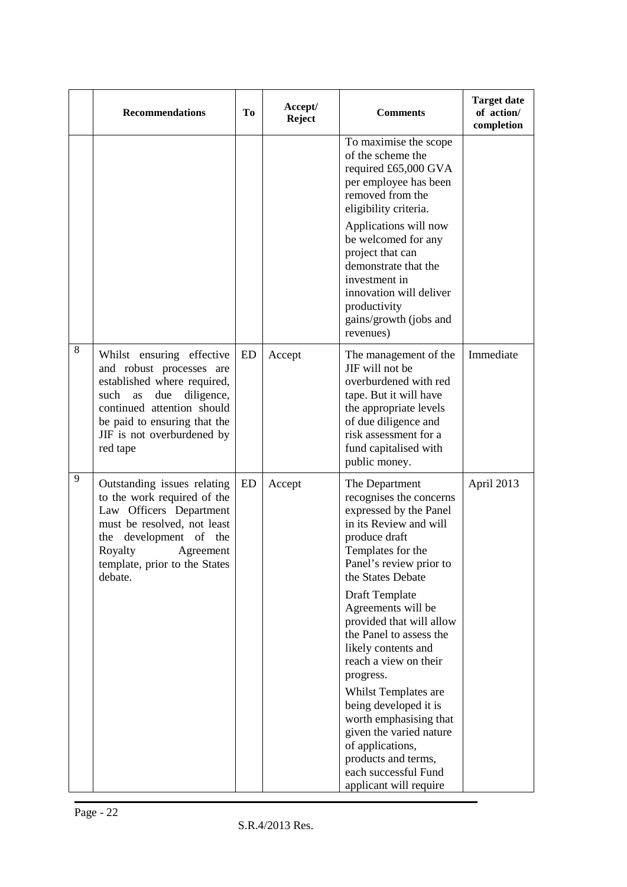| | Recommendations | To | Accept/ Reject | Comments | Target date of action/ completion |
|---|---|---|---|---|---|
| | | | | To maximise the scope of the scheme the required £65,000 GVA per employee has been removed from the eligibility criteria.<br><br>Applications will now be welcomed for any project that can demonstrate that the investment in innovation will deliver productivity gains/growth (jobs and revenues) | |
| 8 | Whilst ensuring effective and robust processes are established where required, such as due diligence, continued attention should be paid to ensuring that the JIF is not overburdened by red tape | ED | Accept | The management of the JIF will not be overburdened with red tape. But it will have the appropriate levels of due diligence and risk assessment for a fund capitalised with public money. | Immediate |
| 9 | Outstanding issues relating to the work required of the Law Officers Department must be resolved, not least the development of the Royalty Agreement template, prior to the States debate. | ED | Accept | The Department recognises the concerns expressed by the Panel in its Review and will produce draft Templates for the Panel's review prior to the States Debate<br><br>Draft Template Agreements will be provided that will allow the Panel to assess the likely contents and reach a view on their progress.<br><br>Whilst Templates are being developed it is worth emphasising that given the varied nature of applications, products and terms, each successful Fund applicant will require | April 2013 |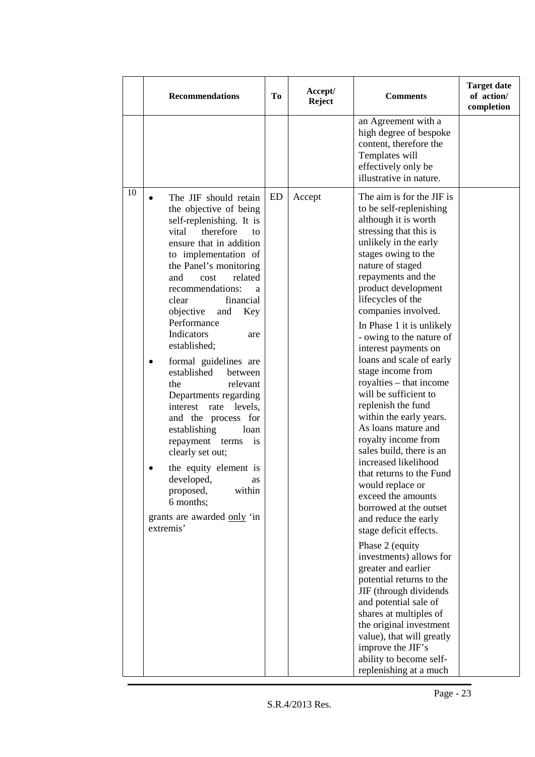| | Recommendations | To | Accept/ Reject | Comments | Target date of action/ completion |
|---|---|---|---|---|---|
| | | | | an Agreement with a high degree of bespoke content, therefore the Templates will effectively only be illustrative in nature. | |
| 10 | • The JIF should retain the objective of being self-replenishing. It is vital therefore to ensure that in addition to implementation of the Panel's monitoring and cost related recommendations: a clear financial objective and Key Performance Indicators are established;<br>• formal guidelines are established between the relevant Departments regarding interest rate levels, and the process for establishing loan repayment terms is clearly set out;<br>• the equity element is developed, as proposed, within 6 months;<br>grants are awarded <u>only</u> 'in extremis' | ED | Accept | The aim is for the JIF is to be self-replenishing although it is worth stressing that this is unlikely in the early stages owing to the nature of staged repayments and the product development lifecycles of the companies involved.<br>In Phase 1 it is unlikely - owing to the nature of interest payments on loans and scale of early stage income from royalties – that income will be sufficient to replenish the fund within the early years. As loans mature and royalty income from sales build, there is an increased likelihood that returns to the Fund would replace or exceed the amounts borrowed at the outset and reduce the early stage deficit effects.<br>Phase 2 (equity investments) allows for greater and earlier potential returns to the JIF (through dividends and potential sale of shares at multiples of the original investment value), that will greatly improve the JIF's ability to become self-replenishing at a much | |

S.R.4/2013 Res.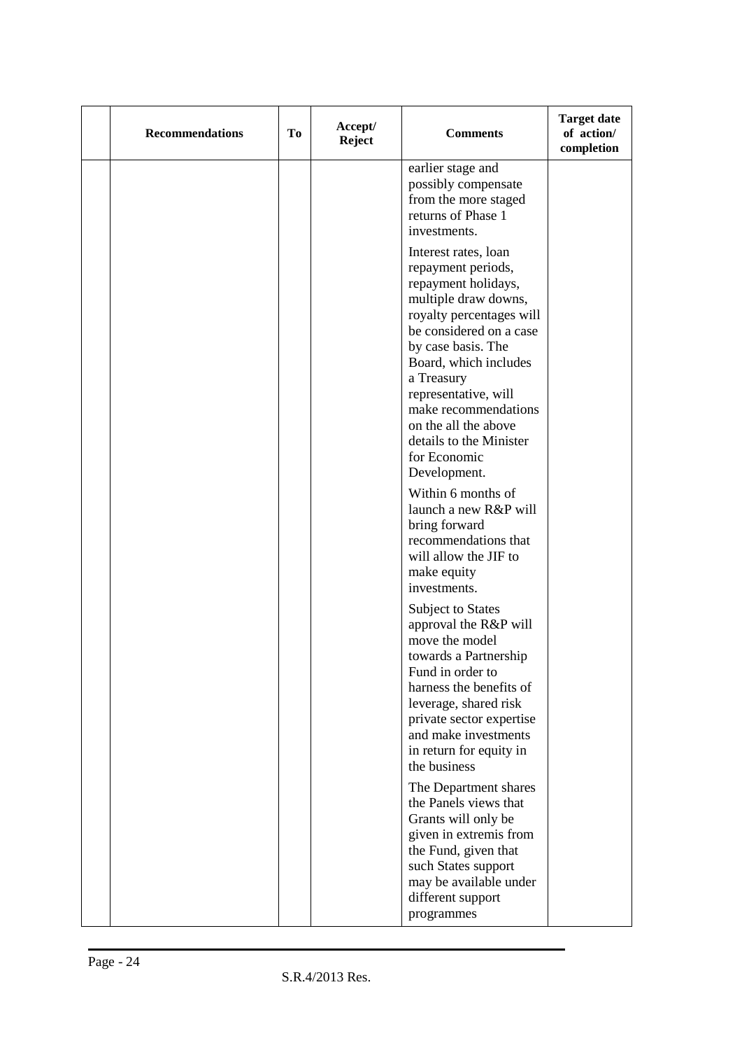| | Recommendations | To | Accept/ Reject | Comments | Target date of action/ completion |
|---|---|---|---|---|---|
| | | | | earlier stage and possibly compensate from the more staged returns of Phase 1 investments.<br><br>Interest rates, loan repayment periods, repayment holidays, multiple draw downs, royalty percentages will be considered on a case by case basis. The Board, which includes a Treasury representative, will make recommendations on the all the above details to the Minister for Economic Development.<br><br>Within 6 months of launch a new R&P will bring forward recommendations that will allow the JIF to make equity investments.<br><br>Subject to States approval the R&P will move the model towards a Partnership Fund in order to harness the benefits of leverage, shared risk private sector expertise and make investments in return for equity in the business<br><br>The Department shares the Panels views that Grants will only be given in extremis from the Fund, given that such States support may be available under different support programmes | |

S.R.4/2013 Res.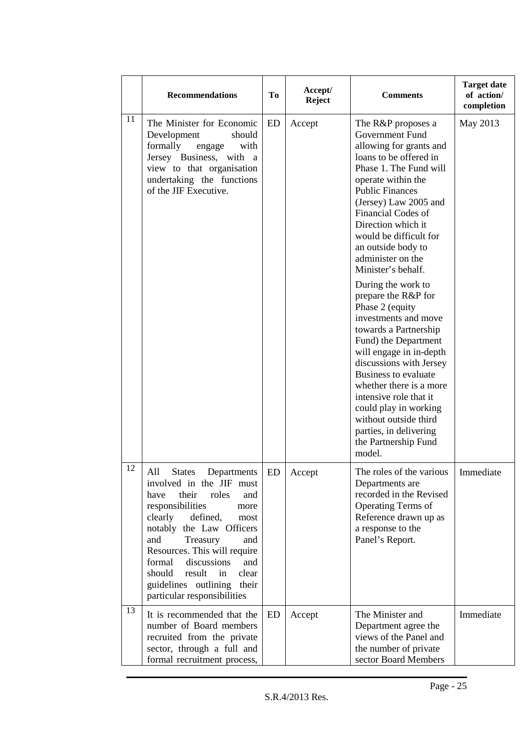| | Recommendations | To | Accept/ Reject | Comments | Target date of action/ completion |
|---|---|---|---|---|---|
| 11 | The Minister for Economic Development should formally engage with Jersey Business, with a view to that organisation undertaking the functions of the JIF Executive. | ED | Accept | The R&P proposes a Government Fund allowing for grants and loans to be offered in Phase 1. The Fund will operate within the Public Finances (Jersey) Law 2005 and Financial Codes of Direction which it would be difficult for an outside body to administer on the Minister's behalf.<br><br>During the work to prepare the R&P for Phase 2 (equity investments and move towards a Partnership Fund) the Department will engage in in-depth discussions with Jersey Business to evaluate whether there is a more intensive role that it could play in working without outside third parties, in delivering the Partnership Fund model. | May 2013 |
| 12 | All States Departments involved in the JIF must have their roles and responsibilities more clearly defined, most notably the Law Officers and Treasury and Resources. This will require formal discussions and should result in clear guidelines outlining their particular responsibilities | ED | Accept | The roles of the various Departments are recorded in the Revised Operating Terms of Reference drawn up as a response to the Panel's Report. | Immediate |
| 13 | It is recommended that the number of Board members recruited from the private sector, through a full and formal recruitment process, | ED | Accept | The Minister and Department agree the views of the Panel and the number of private sector Board Members | Immediate |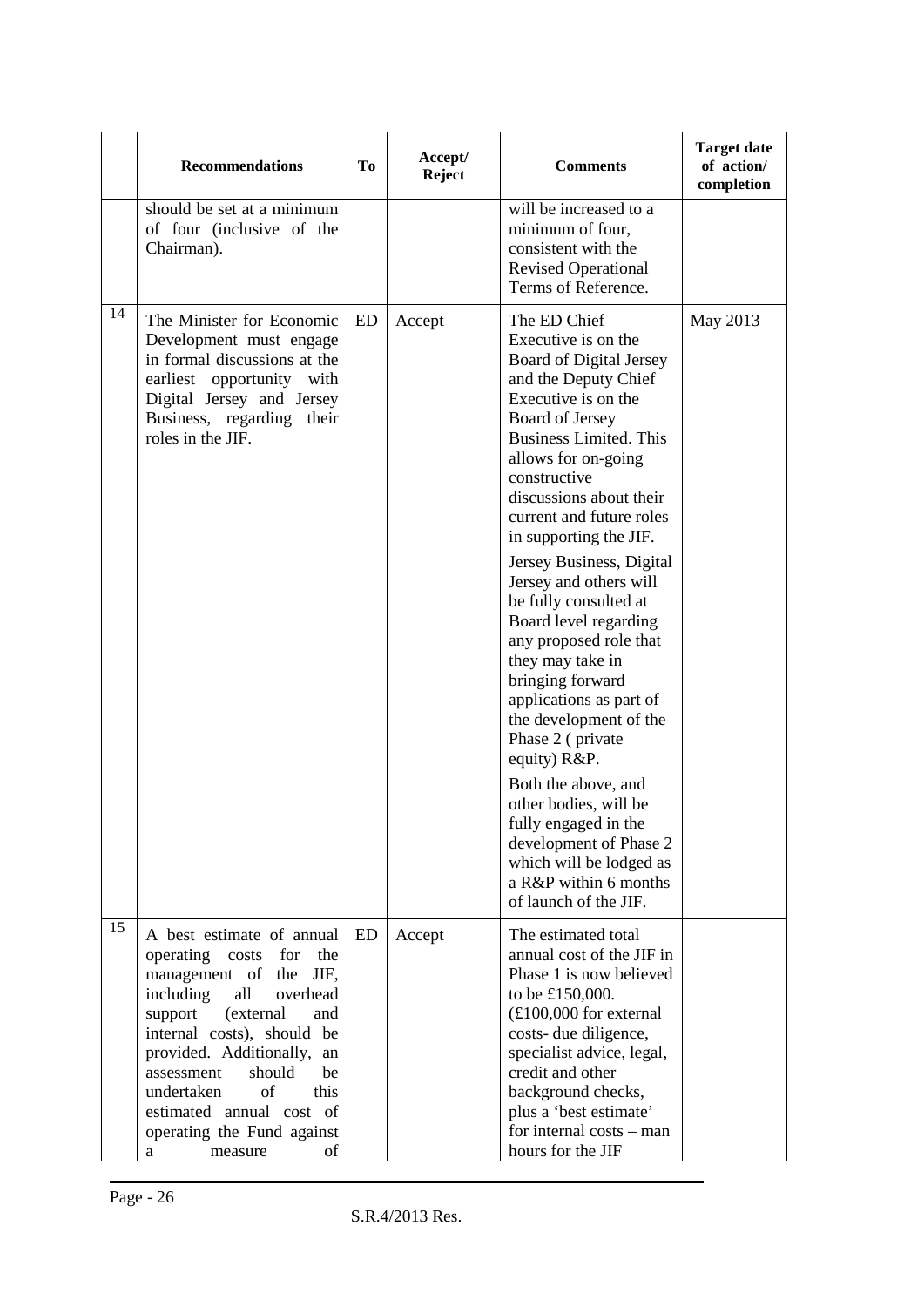| | Recommendations | To | Accept/ Reject | Comments | Target date of action/ completion |
|---|---|---|---|---|---|
| | should be set at a minimum of four (inclusive of the Chairman). | | | will be increased to a minimum of four, consistent with the Revised Operational Terms of Reference. | |
| 14 | The Minister for Economic Development must engage in formal discussions at the earliest opportunity with Digital Jersey and Jersey Business, regarding their roles in the JIF. | ED | Accept | The ED Chief Executive is on the Board of Digital Jersey and the Deputy Chief Executive is on the Board of Jersey Business Limited. This allows for on-going constructive discussions about their current and future roles in supporting the JIF.<br><br>Jersey Business, Digital Jersey and others will be fully consulted at Board level regarding any proposed role that they may take in bringing forward applications as part of the development of the Phase 2 ( private equity) R&P.<br><br>Both the above, and other bodies, will be fully engaged in the development of Phase 2 which will be lodged as a R&P within 6 months of launch of the JIF. | May 2013 |
| 15 | A best estimate of annual operating costs for the management of the JIF, including all overhead support (external and internal costs), should be provided. Additionally, an assessment should be undertaken of this estimated annual cost of operating the Fund against a measure of | ED | Accept | The estimated total annual cost of the JIF in Phase 1 is now believed to be £150,000. (£100,000 for external costs- due diligence, specialist advice, legal, credit and other background checks, plus a 'best estimate' for internal costs – man hours for the JIF | |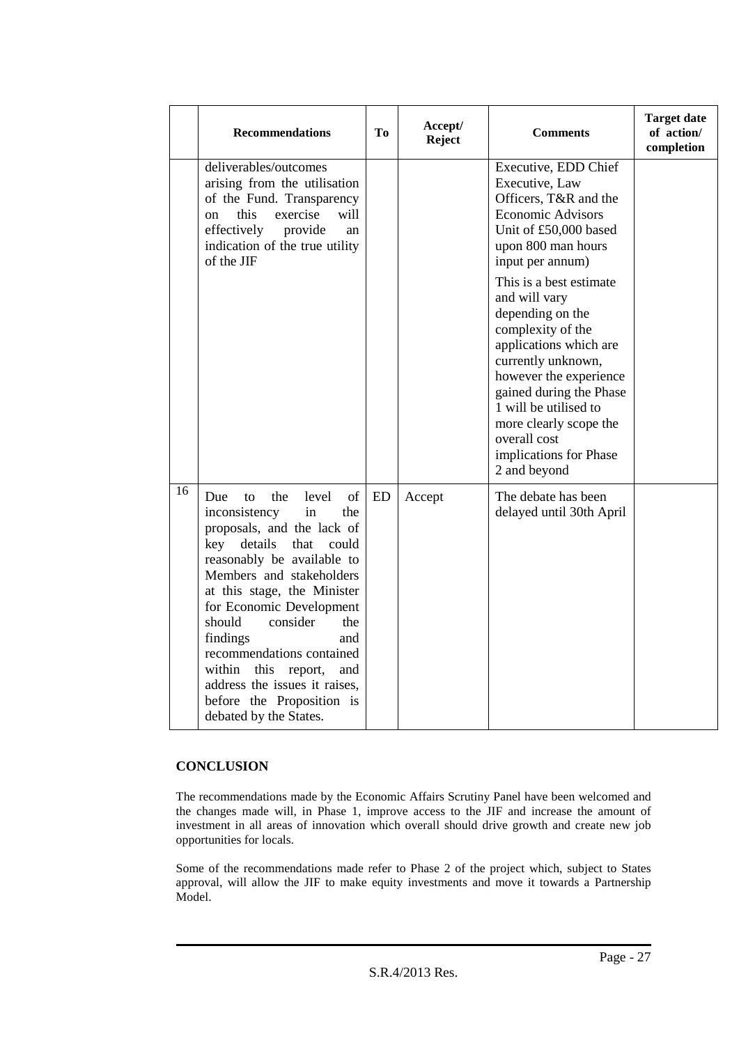|  | Recommendations | To | Accept/ Reject | Comments | Target date of action/ completion |
|---|---|---|---|---|---|
|  | deliverables/outcomes arising from the utilisation of the Fund. Transparency on this exercise will effectively provide an indication of the true utility of the JIF |  |  | Executive, EDD Chief Executive, Law Officers, T&R and the Economic Advisors Unit of £50,000 based upon 800 man hours input per annum)<br><br>This is a best estimate and will vary depending on the complexity of the applications which are currently unknown, however the experience gained during the Phase 1 will be utilised to more clearly scope the overall cost implications for Phase 2 and beyond |  |
| 16 | Due to the level of inconsistency in the proposals, and the lack of key details that could reasonably be available to Members and stakeholders at this stage, the Minister for Economic Development should consider the findings and recommendations contained within this report, and address the issues it raises, before the Proposition is debated by the States. | ED | Accept | The debate has been delayed until 30th April |  |

## CONCLUSION

The recommendations made by the Economic Affairs Scrutiny Panel have been welcomed and the changes made will, in Phase 1, improve access to the JIF and increase the amount of investment in all areas of innovation which overall should drive growth and create new job opportunities for locals.

Some of the recommendations made refer to Phase 2 of the project which, subject to States approval, will allow the JIF to make equity investments and move it towards a Partnership Model.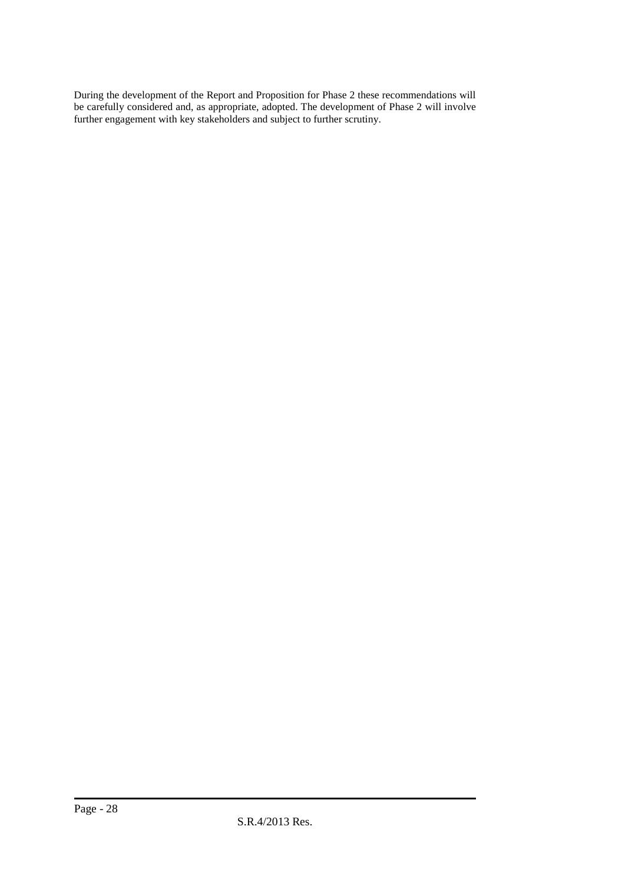During the development of the Report and Proposition for Phase 2 these recommendations will be carefully considered and, as appropriate, adopted. The development of Phase 2 will involve further engagement with key stakeholders and subject to further scrutiny.